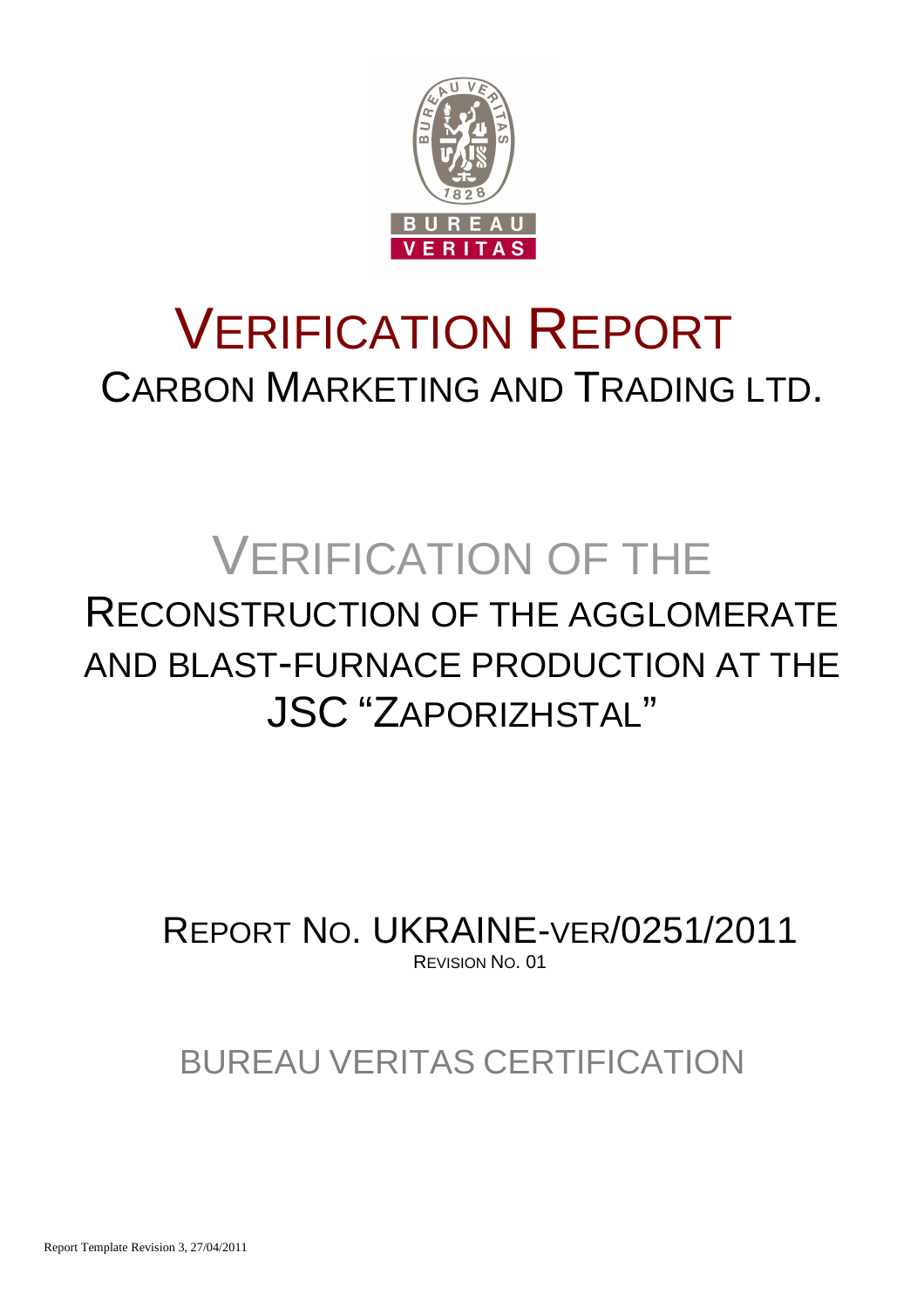# VERIFICATION REPORT

## CARBON MARKETING AND TRADING LTD.

# VERIFICATION OF THE RECONSTRUCTION OF THE AGGLOMERATE AND BLAST-FURNACE PRODUCTION AT THE JSC "ZAPORIZHSTAL"

REPORT NO. UKRAINE-VER/0251/2011

REVISION NO. 01

BUREAU VERITAS CERTIFICATION

Report Template Revision 3, 27/04/2011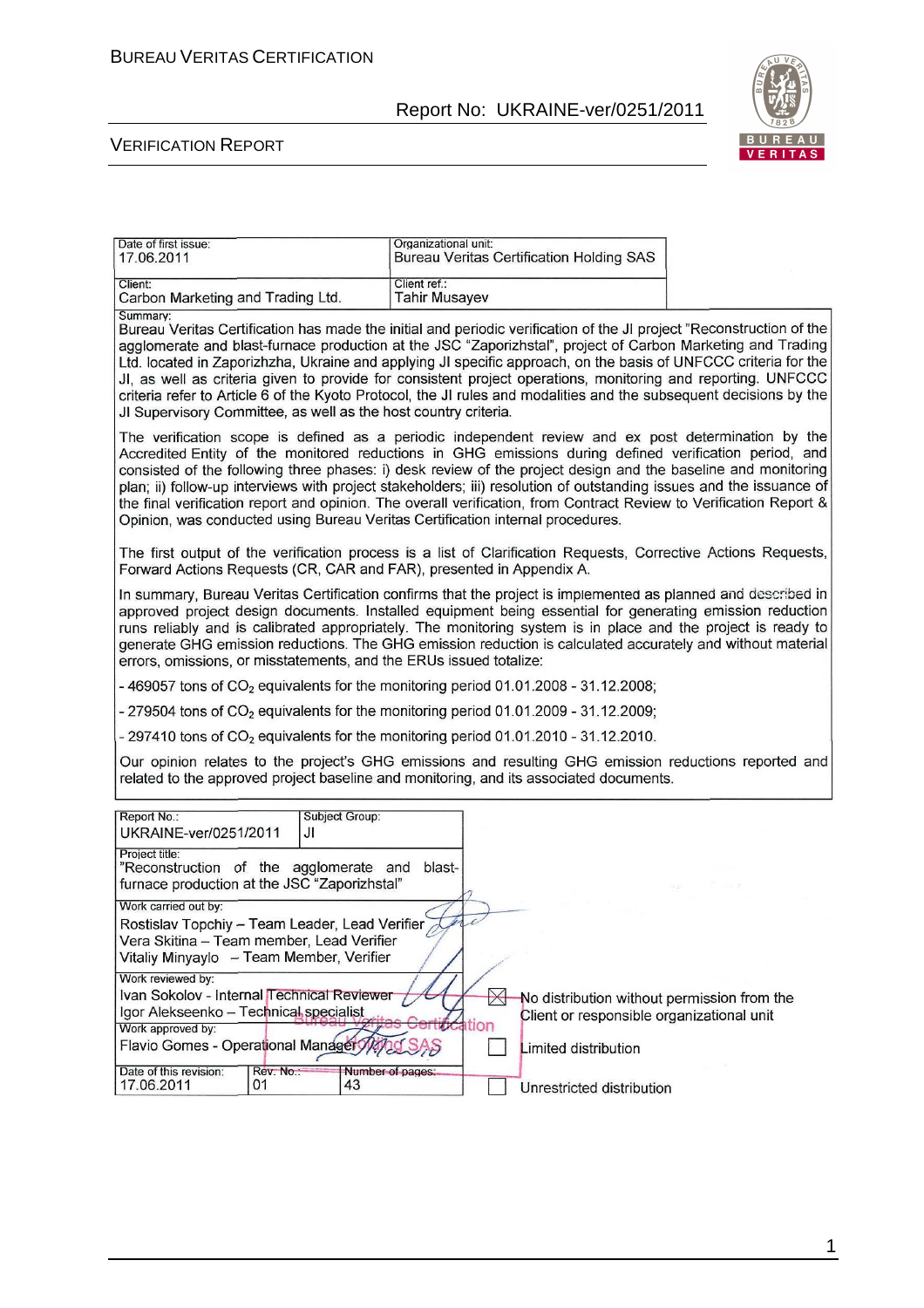| Date of first issue: 17.06.2011 | Organizational unit: Bureau Veritas Certification Holding SAS |
| --- | --- |
| Client: Carbon Marketing and Trading Ltd. | Client ref.: Tahir Musayev |

Summary:

Bureau Veritas Certification has made the initial and periodic verification of the JI project "Reconstruction of the agglomerate and blast-furnace production at the JSC "Zaporizhstal", project of Carbon Marketing and Trading Ltd. located in Zaporizhzha, Ukraine and applying JI specific approach, on the basis of UNFCCC criteria for the JI, as well as criteria given to provide for consistent project operations, monitoring and reporting. UNFCCC criteria refer to Article 6 of the Kyoto Protocol, the JI rules and modalities and the subsequent decisions by the JI Supervisory Committee, as well as the host country criteria.

The verification scope is defined as a periodic independent review and ex post determination by the Accredited Entity of the monitored reductions in GHG emissions during defined verification period, and consisted of the following three phases: i) desk review of the project design and the baseline and monitoring plan; ii) follow-up interviews with project stakeholders; iii) resolution of outstanding issues and the issuance of the final verification report and opinion. The overall verification, from Contract Review to Verification Report & Opinion, was conducted using Bureau Veritas Certification internal procedures.

The first output of the verification process is a list of Clarification Requests, Corrective Actions Requests, Forward Actions Requests (CR, CAR and FAR), presented in Appendix A.

In summary, Bureau Veritas Certification confirms that the project is implemented as planned and described in approved project design documents. Installed equipment being essential for generating emission reduction runs reliably and is calibrated appropriately. The monitoring system is in place and the project is ready to generate GHG emission reductions. The GHG emission reduction is calculated accurately and without material errors, omissions, or misstatements, and the ERUs issued totalize:

- 469057 tons of $CO_2$ equivalents for the monitoring period 01.01.2008 - 31.12.2008;
- 279504 tons of $CO_2$ equivalents for the monitoring period 01.01.2009 - 31.12.2009;
- 297410 tons of $CO_2$ equivalents for the monitoring period 01.01.2010 - 31.12.2010.

Our opinion relates to the project's GHG emissions and resulting GHG emission reductions reported and related to the approved project baseline and monitoring, and its associated documents.

| Report No.: UKRAINE-ver/0251/2011 | Subject Group: JI | |
| --- | --- | --- |
| Project title: "Reconstruction of the agglomerate and blast-furnace production at the JSC "Zaporizhstal" | | |
| Work carried out by: Rostislav Topchiy – Team Leader, Lead Verifier; Vera Skitina – Team member, Lead Verifier; Vitaliy Minyaylo – Team Member, Verifier | | |
| Work reviewed by: Ivan Sokolov - Internal Technical Reviewer; Igor Alekseenko – Technical specialist | | |
| Work approved by: Flavio Gomes - Operational Manager | | |
| Date of this revision: 17.06.2011 | Rev. No.: 01 | Number of pages: 43 |

☒ No distribution without permission from the Client or responsible organizational unit

☐ Limited distribution

☐ Unrestricted distribution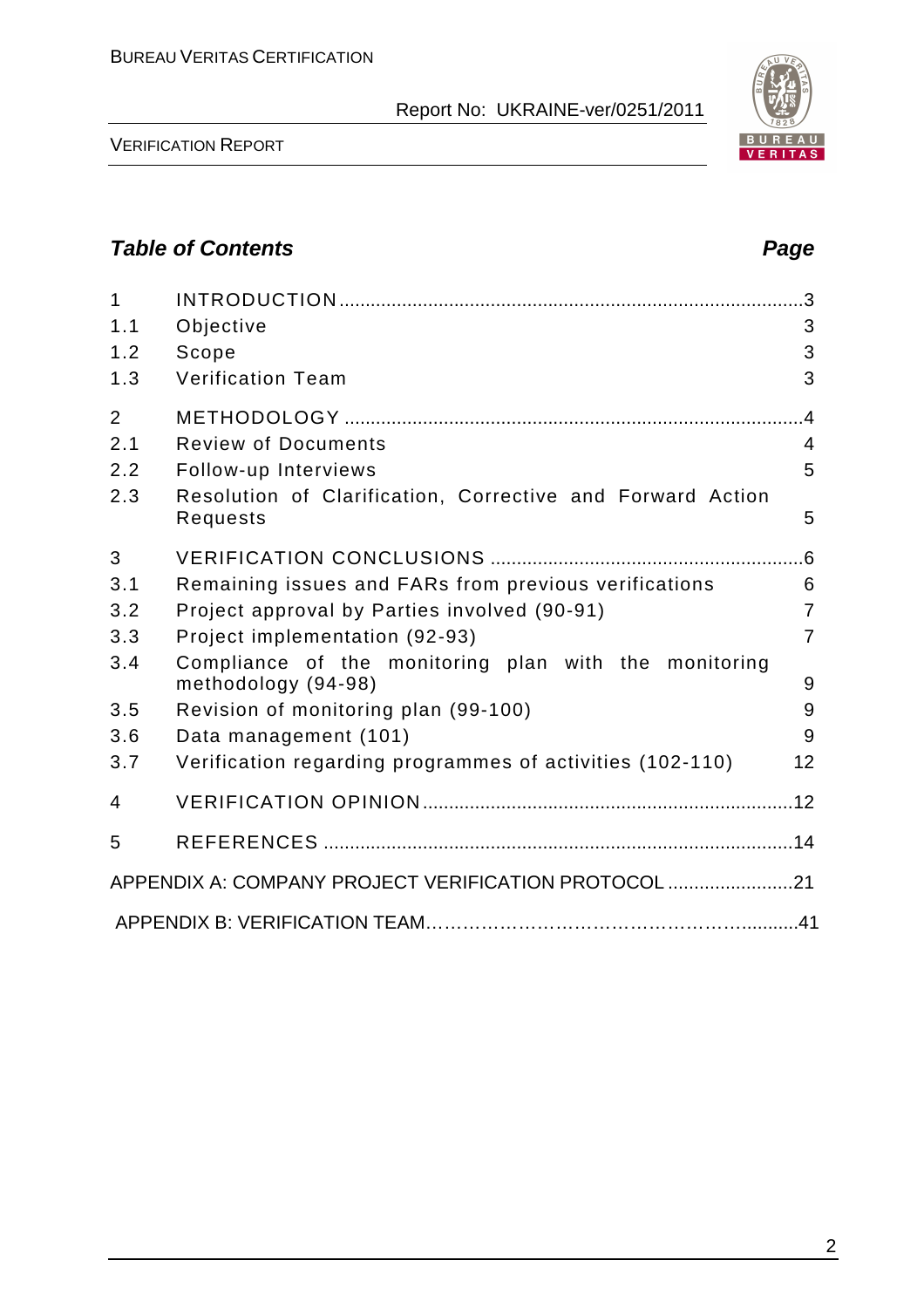## Table of Contents

| | | Page |
|---|---|---|
| 1 | INTRODUCTION | 3 |
| 1.1 | Objective | 3 |
| 1.2 | Scope | 3 |
| 1.3 | Verification Team | 3 |
| 2 | METHODOLOGY | 4 |
| 2.1 | Review of Documents | 4 |
| 2.2 | Follow-up Interviews | 5 |
| 2.3 | Resolution of Clarification, Corrective and Forward Action Requests | 5 |
| 3 | VERIFICATION CONCLUSIONS | 6 |
| 3.1 | Remaining issues and FARs from previous verifications | 6 |
| 3.2 | Project approval by Parties involved (90-91) | 7 |
| 3.3 | Project implementation (92-93) | 7 |
| 3.4 | Compliance of the monitoring plan with the monitoring methodology (94-98) | 9 |
| 3.5 | Revision of monitoring plan (99-100) | 9 |
| 3.6 | Data management (101) | 9 |
| 3.7 | Verification regarding programmes of activities (102-110) | 12 |
| 4 | VERIFICATION OPINION | 12 |
| 5 | REFERENCES | 14 |

APPENDIX A: COMPANY PROJECT VERIFICATION PROTOCOL ........................21

APPENDIX B: VERIFICATION TEAM..............................................................41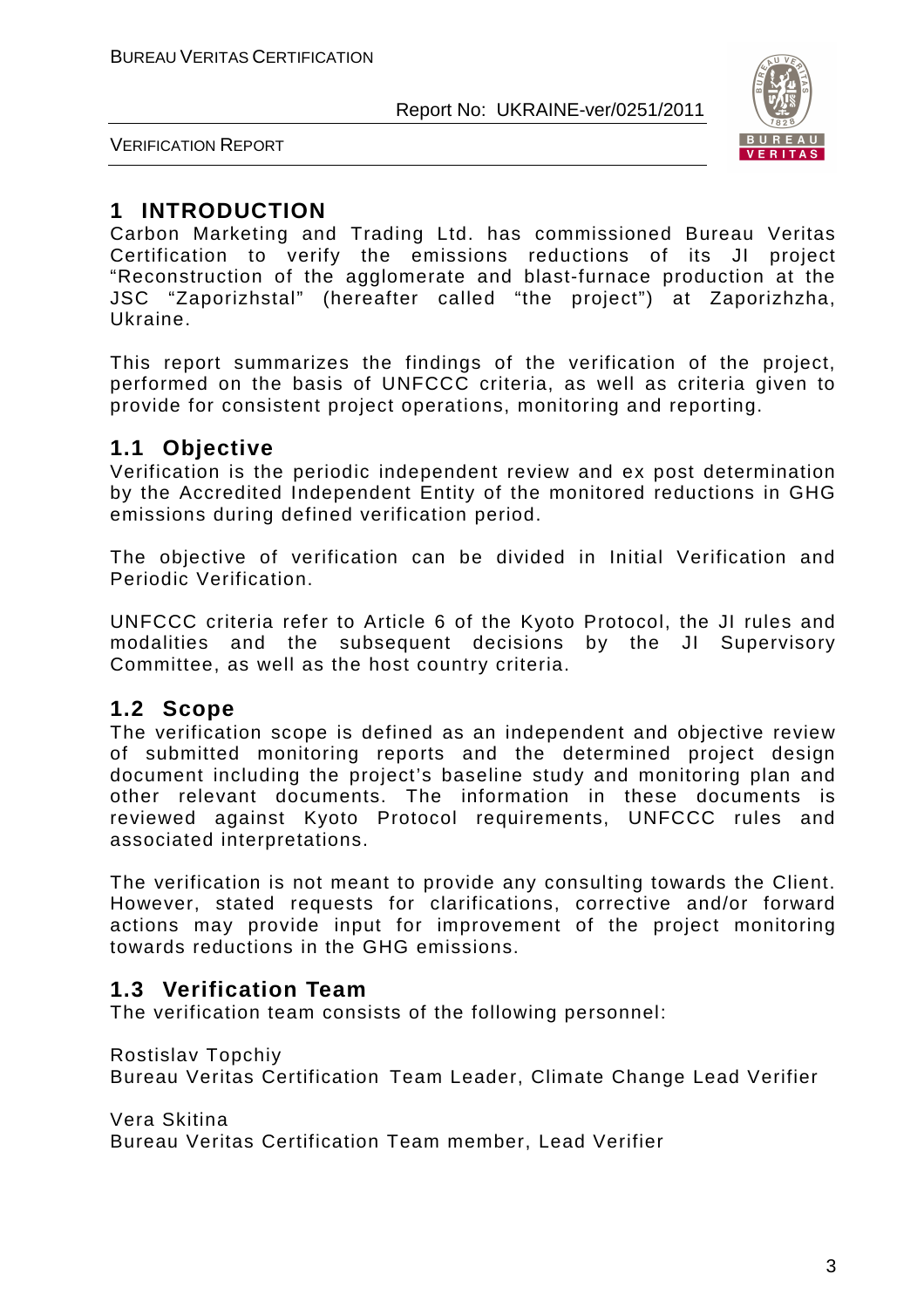# 1 INTRODUCTION

Carbon Marketing and Trading Ltd. has commissioned Bureau Veritas Certification to verify the emissions reductions of its JI project "Reconstruction of the agglomerate and blast-furnace production at the JSC "Zaporizhstal" (hereafter called "the project") at Zaporizhzha, Ukraine.

This report summarizes the findings of the verification of the project, performed on the basis of UNFCCC criteria, as well as criteria given to provide for consistent project operations, monitoring and reporting.

## 1.1 Objective

Verification is the periodic independent review and ex post determination by the Accredited Independent Entity of the monitored reductions in GHG emissions during defined verification period.

The objective of verification can be divided in Initial Verification and Periodic Verification.

UNFCCC criteria refer to Article 6 of the Kyoto Protocol, the JI rules and modalities and the subsequent decisions by the JI Supervisory Committee, as well as the host country criteria.

## 1.2 Scope

The verification scope is defined as an independent and objective review of submitted monitoring reports and the determined project design document including the project's baseline study and monitoring plan and other relevant documents. The information in these documents is reviewed against Kyoto Protocol requirements, UNFCCC rules and associated interpretations.

The verification is not meant to provide any consulting towards the Client. However, stated requests for clarifications, corrective and/or forward actions may provide input for improvement of the project monitoring towards reductions in the GHG emissions.

## 1.3 Verification Team

The verification team consists of the following personnel:

Rostislav Topchiy
Bureau Veritas Certification Team Leader, Climate Change Lead Verifier

Vera Skitina
Bureau Veritas Certification Team member, Lead Verifier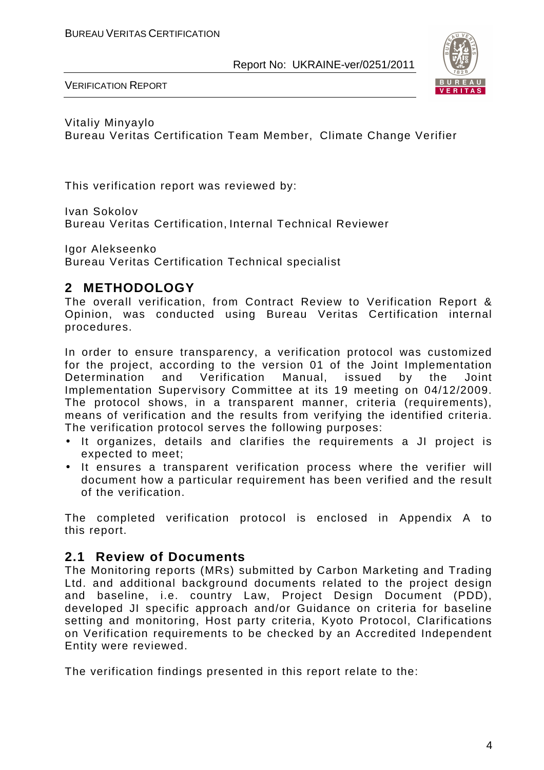Vitaliy Minyaylo
Bureau Veritas Certification Team Member, Climate Change Verifier

This verification report was reviewed by:

Ivan Sokolov
Bureau Veritas Certification, Internal Technical Reviewer

Igor Alekseenko
Bureau Veritas Certification Technical specialist

## 2 METHODOLOGY

The overall verification, from Contract Review to Verification Report & Opinion, was conducted using Bureau Veritas Certification internal procedures.

In order to ensure transparency, a verification protocol was customized for the project, according to the version 01 of the Joint Implementation Determination and Verification Manual, issued by the Joint Implementation Supervisory Committee at its 19 meeting on 04/12/2009. The protocol shows, in a transparent manner, criteria (requirements), means of verification and the results from verifying the identified criteria. The verification protocol serves the following purposes:

- It organizes, details and clarifies the requirements a JI project is expected to meet;
- It ensures a transparent verification process where the verifier will document how a particular requirement has been verified and the result of the verification.

The completed verification protocol is enclosed in Appendix A to this report.

### 2.1 Review of Documents

The Monitoring reports (MRs) submitted by Carbon Marketing and Trading Ltd. and additional background documents related to the project design and baseline, i.e. country Law, Project Design Document (PDD), developed JI specific approach and/or Guidance on criteria for baseline setting and monitoring, Host party criteria, Kyoto Protocol, Clarifications on Verification requirements to be checked by an Accredited Independent Entity were reviewed.

The verification findings presented in this report relate to the: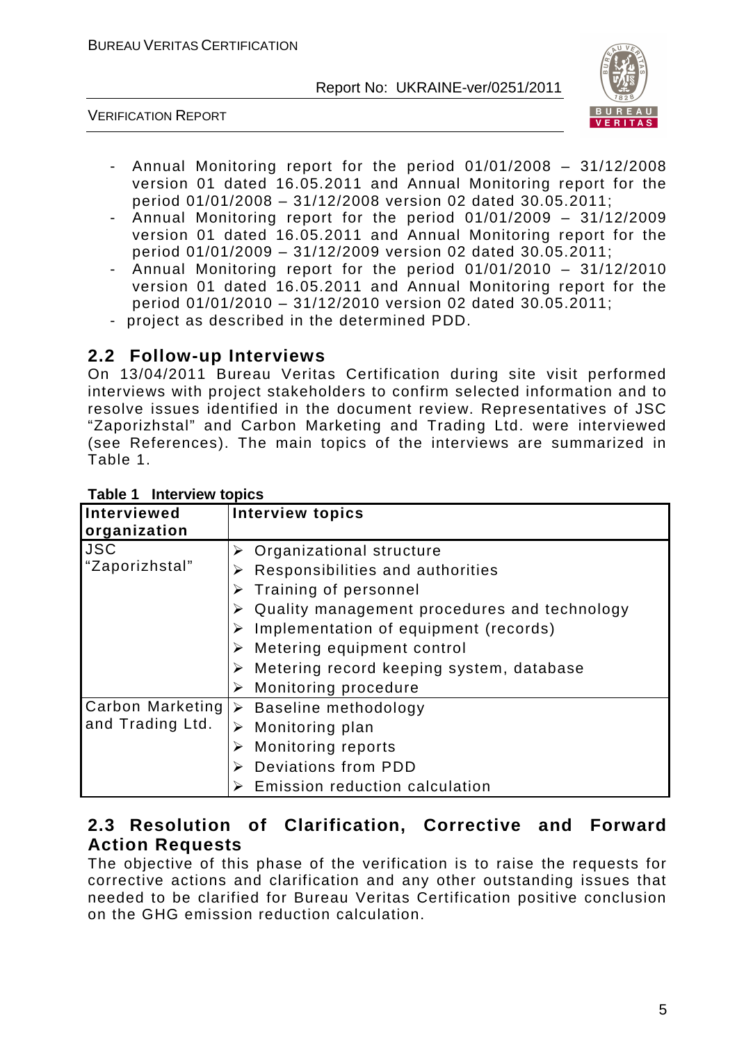- Annual Monitoring report for the period 01/01/2008 – 31/12/2008 version 01 dated 16.05.2011 and Annual Monitoring report for the period 01/01/2008 – 31/12/2008 version 02 dated 30.05.2011;
- Annual Monitoring report for the period 01/01/2009 – 31/12/2009 version 01 dated 16.05.2011 and Annual Monitoring report for the period 01/01/2009 – 31/12/2009 version 02 dated 30.05.2011;
- Annual Monitoring report for the period 01/01/2010 – 31/12/2010 version 01 dated 16.05.2011 and Annual Monitoring report for the period 01/01/2010 – 31/12/2010 version 02 dated 30.05.2011;
- project as described in the determined PDD.

## 2.2 Follow-up Interviews

On 13/04/2011 Bureau Veritas Certification during site visit performed interviews with project stakeholders to confirm selected information and to resolve issues identified in the document review. Representatives of JSC "Zaporizhstal" and Carbon Marketing and Trading Ltd. were interviewed (see References). The main topics of the interviews are summarized in Table 1.

**Table 1 Interview topics**

| Interviewed organization | Interview topics |
|---|---|
| JSC "Zaporizhstal" | ➢ Organizational structure<br>➢ Responsibilities and authorities<br>➢ Training of personnel<br>➢ Quality management procedures and technology<br>➢ Implementation of equipment (records)<br>➢ Metering equipment control<br>➢ Metering record keeping system, database<br>➢ Monitoring procedure |
| Carbon Marketing and Trading Ltd. | ➢ Baseline methodology<br>➢ Monitoring plan<br>➢ Monitoring reports<br>➢ Deviations from PDD<br>➢ Emission reduction calculation |

## 2.3 Resolution of Clarification, Corrective and Forward Action Requests

The objective of this phase of the verification is to raise the requests for corrective actions and clarification and any other outstanding issues that needed to be clarified for Bureau Veritas Certification positive conclusion on the GHG emission reduction calculation.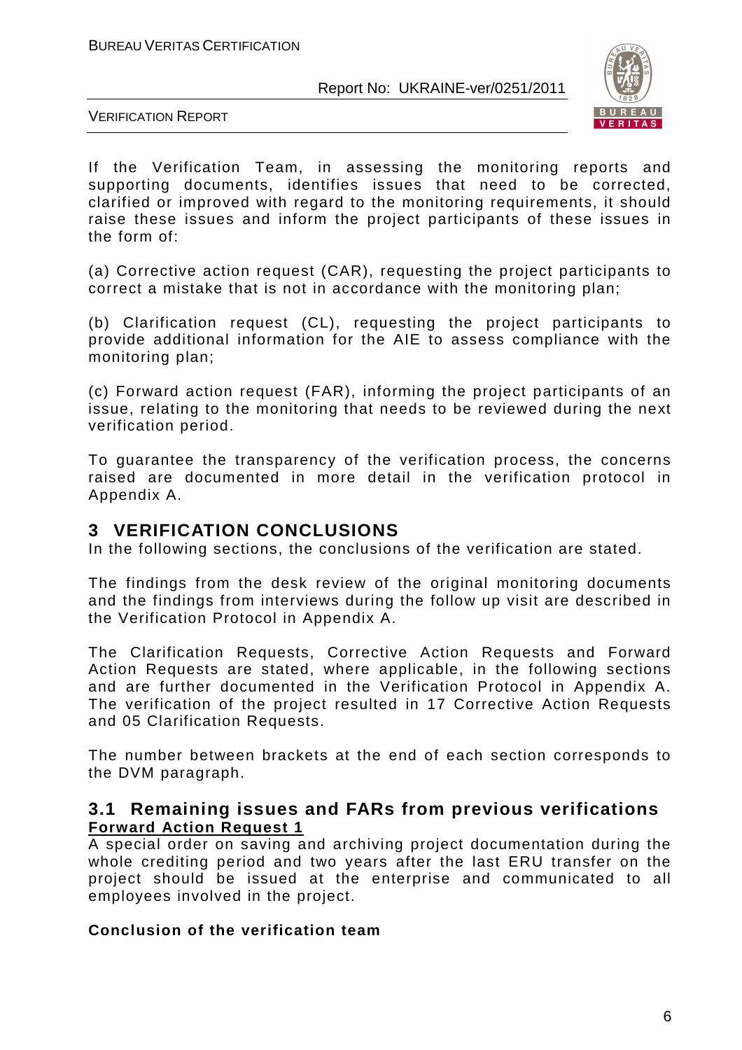If the Verification Team, in assessing the monitoring reports and supporting documents, identifies issues that need to be corrected, clarified or improved with regard to the monitoring requirements, it should raise these issues and inform the project participants of these issues in the form of:

(a) Corrective action request (CAR), requesting the project participants to correct a mistake that is not in accordance with the monitoring plan;

(b) Clarification request (CL), requesting the project participants to provide additional information for the AIE to assess compliance with the monitoring plan;

(c) Forward action request (FAR), informing the project participants of an issue, relating to the monitoring that needs to be reviewed during the next verification period.

To guarantee the transparency of the verification process, the concerns raised are documented in more detail in the verification protocol in Appendix A.

# 3 VERIFICATION CONCLUSIONS

In the following sections, the conclusions of the verification are stated.

The findings from the desk review of the original monitoring documents and the findings from interviews during the follow up visit are described in the Verification Protocol in Appendix A.

The Clarification Requests, Corrective Action Requests and Forward Action Requests are stated, where applicable, in the following sections and are further documented in the Verification Protocol in Appendix A. The verification of the project resulted in 17 Corrective Action Requests and 05 Clarification Requests.

The number between brackets at the end of each section corresponds to the DVM paragraph.

## 3.1 Remaining issues and FARs from previous verifications

**Forward Action Request 1**

A special order on saving and archiving project documentation during the whole crediting period and two years after the last ERU transfer on the project should be issued at the enterprise and communicated to all employees involved in the project.

**Conclusion of the verification team**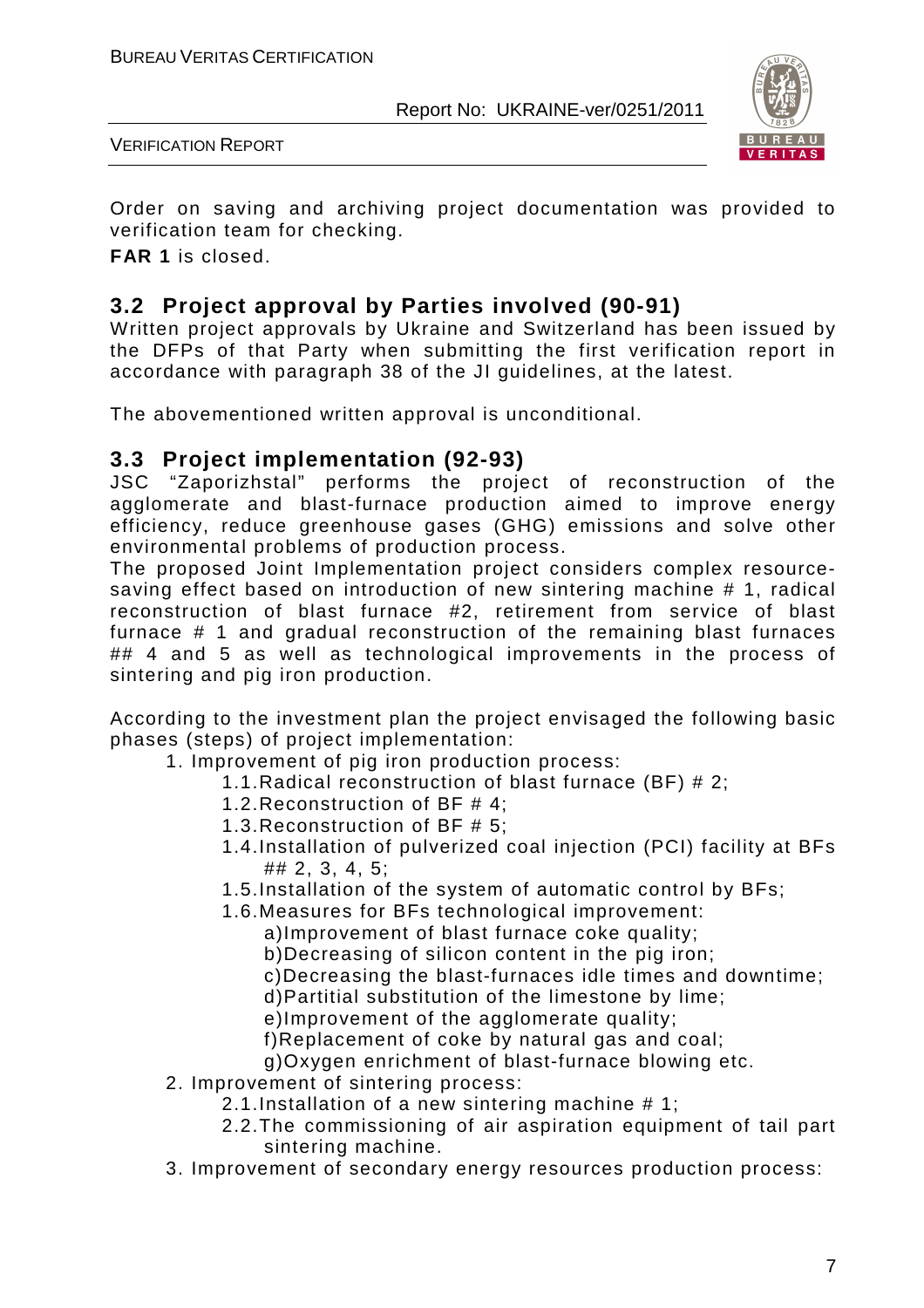Order on saving and archiving project documentation was provided to verification team for checking.

**FAR 1** is closed.

## 3.2 Project approval by Parties involved (90-91)

Written project approvals by Ukraine and Switzerland has been issued by the DFPs of that Party when submitting the first verification report in accordance with paragraph 38 of the JI guidelines, at the latest.

The abovementioned written approval is unconditional.

## 3.3 Project implementation (92-93)

JSC "Zaporizhstal" performs the project of reconstruction of the agglomerate and blast-furnace production aimed to improve energy efficiency, reduce greenhouse gases (GHG) emissions and solve other environmental problems of production process.

The proposed Joint Implementation project considers complex resource-saving effect based on introduction of new sintering machine # 1, radical reconstruction of blast furnace #2, retirement from service of blast furnace # 1 and gradual reconstruction of the remaining blast furnaces ## 4 and 5 as well as technological improvements in the process of sintering and pig iron production.

According to the investment plan the project envisaged the following basic phases (steps) of project implementation:

1. Improvement of pig iron production process:
   1.1. Radical reconstruction of blast furnace (BF) # 2;
   1.2. Reconstruction of BF # 4;
   1.3. Reconstruction of BF # 5;
   1.4. Installation of pulverized coal injection (PCI) facility at BFs ## 2, 3, 4, 5;
   1.5. Installation of the system of automatic control by BFs;
   1.6. Measures for BFs technological improvement:
      a) Improvement of blast furnace coke quality;
      b) Decreasing of silicon content in the pig iron;
      c) Decreasing the blast-furnaces idle times and downtime;
      d) Partitial substitution of the limestone by lime;
      e) Improvement of the agglomerate quality;
      f) Replacement of coke by natural gas and coal;
      g) Oxygen enrichment of blast-furnace blowing etc.
2. Improvement of sintering process:
   2.1. Installation of a new sintering machine # 1;
   2.2. The commissioning of air aspiration equipment of tail part sintering machine.
3. Improvement of secondary energy resources production process: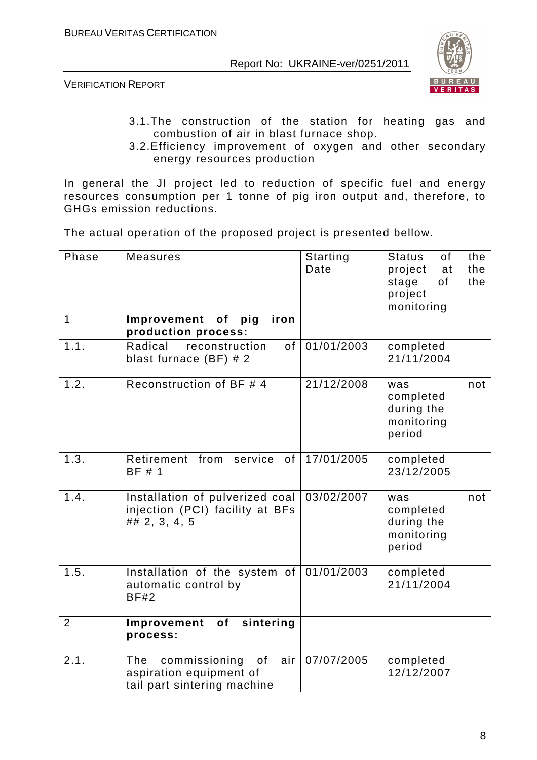3.1. The construction of the station for heating gas and combustion of air in blast furnace shop.
3.2. Efficiency improvement of oxygen and other secondary energy resources production

In general the JI project led to reduction of specific fuel and energy resources consumption per 1 tonne of pig iron output and, therefore, to GHGs emission reductions.

The actual operation of the proposed project is presented bellow.

| Phase | Measures | Starting Date | Status of the project at the stage of the project monitoring |
|---|---|---|---|
| 1 | **Improvement of pig iron production process:** | | |
| 1.1. | Radical reconstruction of blast furnace (BF) # 2 | 01/01/2003 | completed 21/11/2004 |
| 1.2. | Reconstruction of BF # 4 | 21/12/2008 | was not completed during the monitoring period |
| 1.3. | Retirement from service of BF # 1 | 17/01/2005 | completed 23/12/2005 |
| 1.4. | Installation of pulverized coal injection (PCI) facility at BFs ## 2, 3, 4, 5 | 03/02/2007 | was not completed during the monitoring period |
| 1.5. | Installation of the system of automatic control by BF#2 | 01/01/2003 | completed 21/11/2004 |
| 2 | **Improvement of sintering process:** | | |
| 2.1. | The commissioning of air aspiration equipment of tail part sintering machine | 07/07/2005 | completed 12/12/2007 |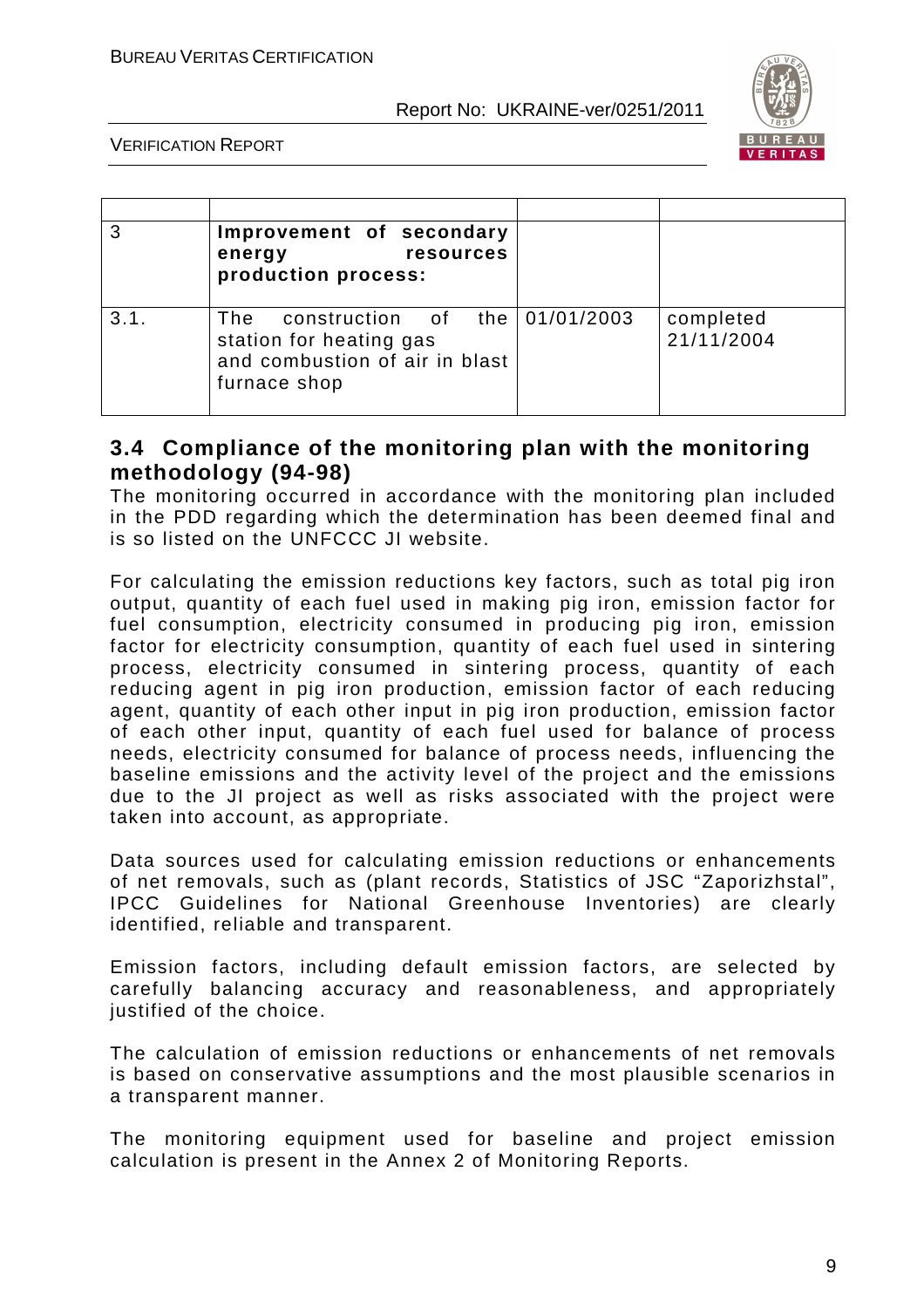|  |  |  |  |
| --- | --- | --- | --- |
| 3 | **Improvement of secondary energy resources production process:** |  |  |
| 3.1. | The construction of the station for heating gas and combustion of air in blast furnace shop | 01/01/2003 | completed 21/11/2004 |

## 3.4 Compliance of the monitoring plan with the monitoring methodology (94-98)

The monitoring occurred in accordance with the monitoring plan included in the PDD regarding which the determination has been deemed final and is so listed on the UNFCCC JI website.

For calculating the emission reductions key factors, such as total pig iron output, quantity of each fuel used in making pig iron, emission factor for fuel consumption, electricity consumed in producing pig iron, emission factor for electricity consumption, quantity of each fuel used in sintering process, electricity consumed in sintering process, quantity of each reducing agent in pig iron production, emission factor of each reducing agent, quantity of each other input in pig iron production, emission factor of each other input, quantity of each fuel used for balance of process needs, electricity consumed for balance of process needs, influencing the baseline emissions and the activity level of the project and the emissions due to the JI project as well as risks associated with the project were taken into account, as appropriate.

Data sources used for calculating emission reductions or enhancements of net removals, such as (plant records, Statistics of JSC "Zaporizhstal", IPCC Guidelines for National Greenhouse Inventories) are clearly identified, reliable and transparent.

Emission factors, including default emission factors, are selected by carefully balancing accuracy and reasonableness, and appropriately justified of the choice.

The calculation of emission reductions or enhancements of net removals is based on conservative assumptions and the most plausible scenarios in a transparent manner.

The monitoring equipment used for baseline and project emission calculation is present in the Annex 2 of Monitoring Reports.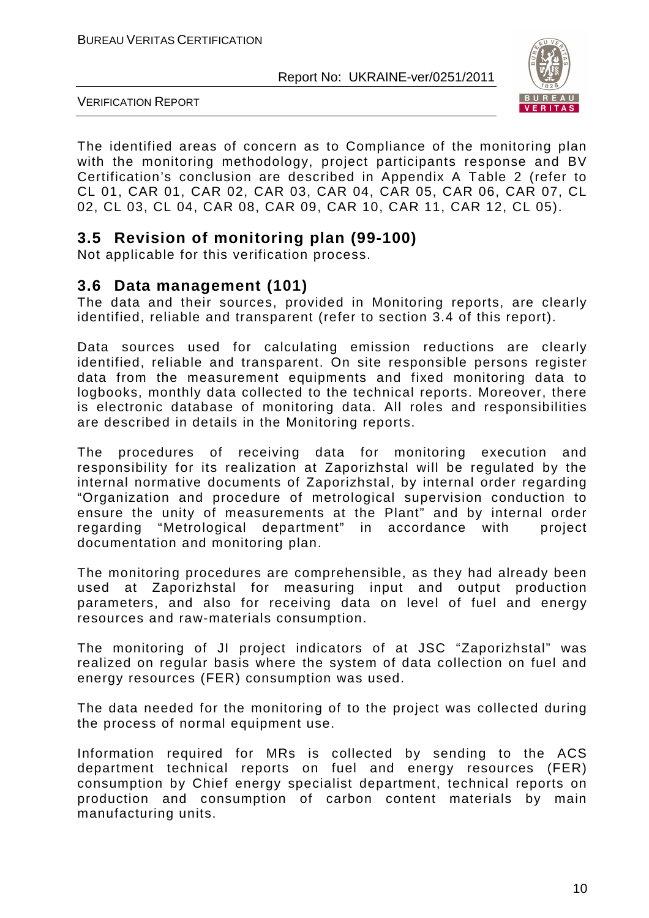The identified areas of concern as to Compliance of the monitoring plan with the monitoring methodology, project participants response and BV Certification's conclusion are described in Appendix A Table 2 (refer to CL 01, CAR 01, CAR 02, CAR 03, CAR 04, CAR 05, CAR 06, CAR 07, CL 02, CL 03, CL 04, CAR 08, CAR 09, CAR 10, CAR 11, CAR 12, CL 05).

## 3.5 Revision of monitoring plan (99-100)

Not applicable for this verification process.

## 3.6 Data management (101)

The data and their sources, provided in Monitoring reports, are clearly identified, reliable and transparent (refer to section 3.4 of this report).

Data sources used for calculating emission reductions are clearly identified, reliable and transparent. On site responsible persons register data from the measurement equipments and fixed monitoring data to logbooks, monthly data collected to the technical reports. Moreover, there is electronic database of monitoring data. All roles and responsibilities are described in details in the Monitoring reports.

The procedures of receiving data for monitoring execution and responsibility for its realization at Zaporizhstal will be regulated by the internal normative documents of Zaporizhstal, by internal order regarding "Organization and procedure of metrological supervision conduction to ensure the unity of measurements at the Plant" and by internal order regarding "Metrological department" in accordance with project documentation and monitoring plan.

The monitoring procedures are comprehensible, as they had already been used at Zaporizhstal for measuring input and output production parameters, and also for receiving data on level of fuel and energy resources and raw-materials consumption.

The monitoring of JI project indicators of at JSC "Zaporizhstal" was realized on regular basis where the system of data collection on fuel and energy resources (FER) consumption was used.

The data needed for the monitoring of to the project was collected during the process of normal equipment use.

Information required for MRs is collected by sending to the ACS department technical reports on fuel and energy resources (FER) consumption by Chief energy specialist department, technical reports on production and consumption of carbon content materials by main manufacturing units.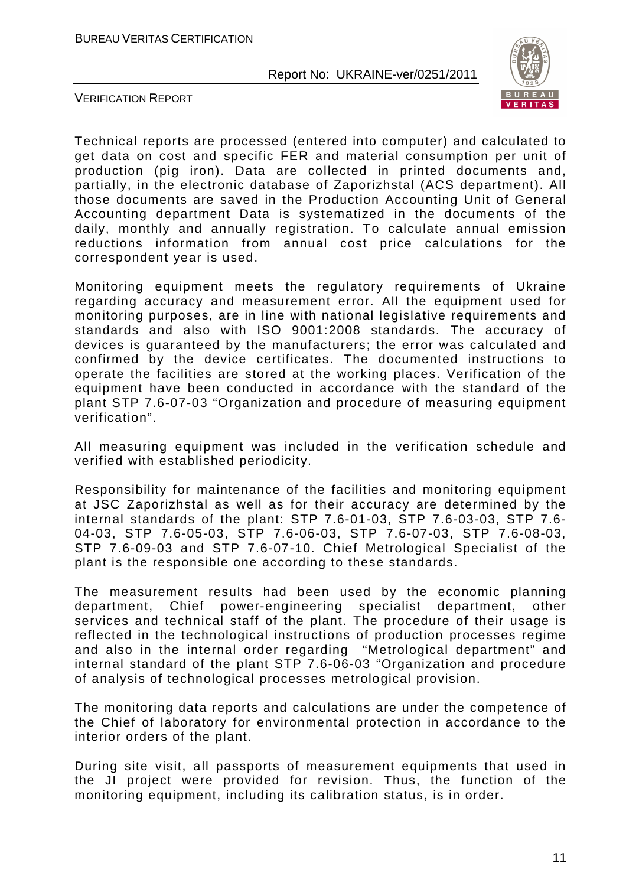Technical reports are processed (entered into computer) and calculated to get data on cost and specific FER and material consumption per unit of production (pig iron). Data are collected in printed documents and, partially, in the electronic database of Zaporizhstal (ACS department). All those documents are saved in the Production Accounting Unit of General Accounting department Data is systematized in the documents of the daily, monthly and annually registration. To calculate annual emission reductions information from annual cost price calculations for the correspondent year is used.

Monitoring equipment meets the regulatory requirements of Ukraine regarding accuracy and measurement error. All the equipment used for monitoring purposes, are in line with national legislative requirements and standards and also with ISO 9001:2008 standards. The accuracy of devices is guaranteed by the manufacturers; the error was calculated and confirmed by the device certificates. The documented instructions to operate the facilities are stored at the working places. Verification of the equipment have been conducted in accordance with the standard of the plant STP 7.6-07-03 "Organization and procedure of measuring equipment verification".

All measuring equipment was included in the verification schedule and verified with established periodicity.

Responsibility for maintenance of the facilities and monitoring equipment at JSC Zaporizhstal as well as for their accuracy are determined by the internal standards of the plant: STP 7.6-01-03, STP 7.6-03-03, STP 7.6-04-03, STP 7.6-05-03, STP 7.6-06-03, STP 7.6-07-03, STP 7.6-08-03, STP 7.6-09-03 and STP 7.6-07-10. Chief Metrological Specialist of the plant is the responsible one according to these standards.

The measurement results had been used by the economic planning department, Chief power-engineering specialist department, other services and technical staff of the plant. The procedure of their usage is reflected in the technological instructions of production processes regime and also in the internal order regarding "Metrological department" and internal standard of the plant STP 7.6-06-03 "Organization and procedure of analysis of technological processes metrological provision.

The monitoring data reports and calculations are under the competence of the Chief of laboratory for environmental protection in accordance to the interior orders of the plant.

During site visit, all passports of measurement equipments that used in the JI project were provided for revision. Thus, the function of the monitoring equipment, including its calibration status, is in order.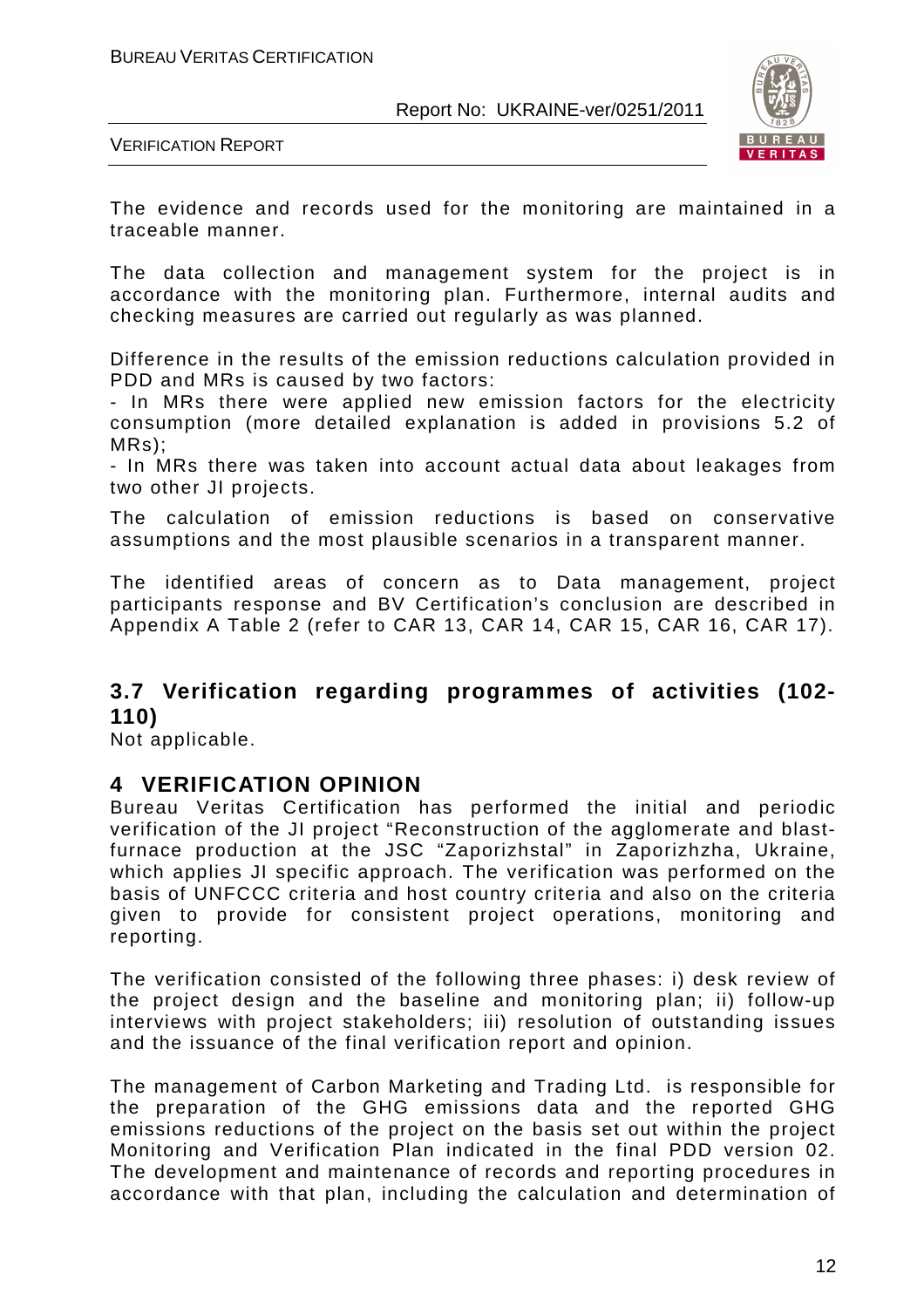The evidence and records used for the monitoring are maintained in a traceable manner.

The data collection and management system for the project is in accordance with the monitoring plan. Furthermore, internal audits and checking measures are carried out regularly as was planned.

Difference in the results of the emission reductions calculation provided in PDD and MRs is caused by two factors:

- In MRs there were applied new emission factors for the electricity consumption (more detailed explanation is added in provisions 5.2 of MRs);
- In MRs there was taken into account actual data about leakages from two other JI projects.

The calculation of emission reductions is based on conservative assumptions and the most plausible scenarios in a transparent manner.

The identified areas of concern as to Data management, project participants response and BV Certification's conclusion are described in Appendix A Table 2 (refer to CAR 13, CAR 14, CAR 15, CAR 16, CAR 17).

## 3.7 Verification regarding programmes of activities (102-110)

Not applicable.

# 4 VERIFICATION OPINION

Bureau Veritas Certification has performed the initial and periodic verification of the JI project "Reconstruction of the agglomerate and blast-furnace production at the JSC "Zaporizhstal" in Zaporizhzha, Ukraine, which applies JI specific approach. The verification was performed on the basis of UNFCCC criteria and host country criteria and also on the criteria given to provide for consistent project operations, monitoring and reporting.

The verification consisted of the following three phases: i) desk review of the project design and the baseline and monitoring plan; ii) follow-up interviews with project stakeholders; iii) resolution of outstanding issues and the issuance of the final verification report and opinion.

The management of Carbon Marketing and Trading Ltd. is responsible for the preparation of the GHG emissions data and the reported GHG emissions reductions of the project on the basis set out within the project Monitoring and Verification Plan indicated in the final PDD version 02. The development and maintenance of records and reporting procedures in accordance with that plan, including the calculation and determination of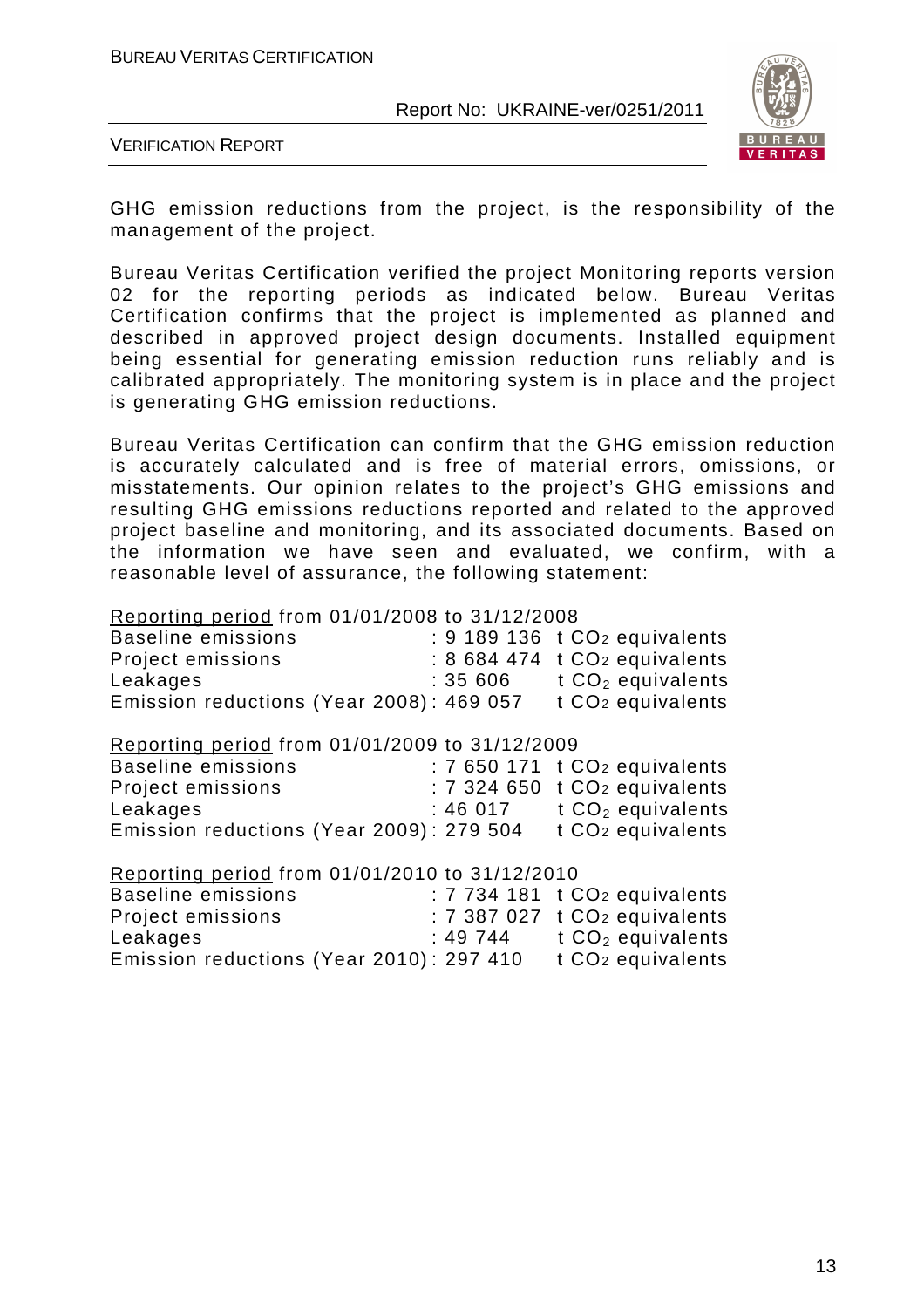GHG emission reductions from the project, is the responsibility of the management of the project.

Bureau Veritas Certification verified the project Monitoring reports version 02 for the reporting periods as indicated below. Bureau Veritas Certification confirms that the project is implemented as planned and described in approved project design documents. Installed equipment being essential for generating emission reduction runs reliably and is calibrated appropriately. The monitoring system is in place and the project is generating GHG emission reductions.

Bureau Veritas Certification can confirm that the GHG emission reduction is accurately calculated and is free of material errors, omissions, or misstatements. Our opinion relates to the project's GHG emissions and resulting GHG emissions reductions reported and related to the approved project baseline and monitoring, and its associated documents. Based on the information we have seen and evaluated, we confirm, with a reasonable level of assurance, the following statement:

<u>Reporting period</u> from 01/01/2008 to 31/12/2008

Baseline emissions : 9 189 136 t $CO_2$ equivalents
Project emissions : 8 684 474 t $CO_2$ equivalents
Leakages : 35 606 t $CO_2$ equivalents
Emission reductions (Year 2008) : 469 057 t $CO_2$ equivalents

<u>Reporting period</u> from 01/01/2009 to 31/12/2009

Baseline emissions : 7 650 171 t $CO_2$ equivalents
Project emissions : 7 324 650 t $CO_2$ equivalents
Leakages : 46 017 t $CO_2$ equivalents
Emission reductions (Year 2009) : 279 504 t $CO_2$ equivalents

<u>Reporting period</u> from 01/01/2010 to 31/12/2010

Baseline emissions : 7 734 181 t $CO_2$ equivalents
Project emissions : 7 387 027 t $CO_2$ equivalents
Leakages : 49 744 t $CO_2$ equivalents
Emission reductions (Year 2010) : 297 410 t $CO_2$ equivalents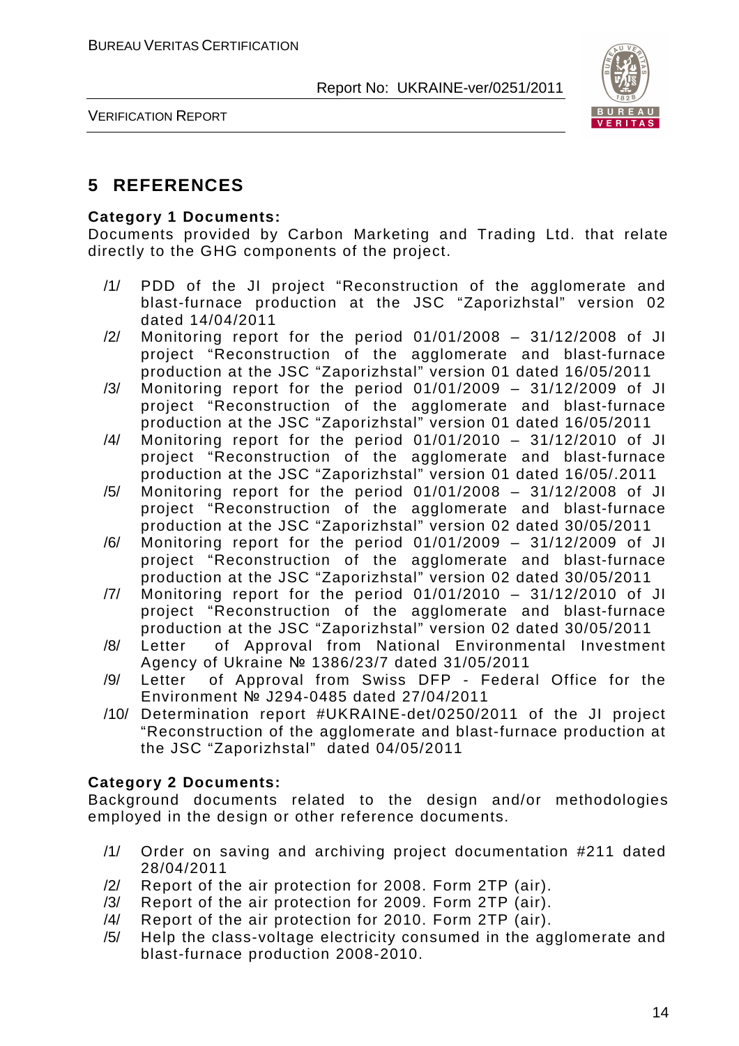# 5 REFERENCES

**Category 1 Documents:**

Documents provided by Carbon Marketing and Trading Ltd. that relate directly to the GHG components of the project.

/1/ PDD of the JI project "Reconstruction of the agglomerate and blast-furnace production at the JSC "Zaporizhstal" version 02 dated 14/04/2011

/2/ Monitoring report for the period 01/01/2008 – 31/12/2008 of JI project "Reconstruction of the agglomerate and blast-furnace production at the JSC "Zaporizhstal" version 01 dated 16/05/2011

/3/ Monitoring report for the period 01/01/2009 – 31/12/2009 of JI project "Reconstruction of the agglomerate and blast-furnace production at the JSC "Zaporizhstal" version 01 dated 16/05/2011

/4/ Monitoring report for the period 01/01/2010 – 31/12/2010 of JI project "Reconstruction of the agglomerate and blast-furnace production at the JSC "Zaporizhstal" version 01 dated 16/05/.2011

/5/ Monitoring report for the period 01/01/2008 – 31/12/2008 of JI project "Reconstruction of the agglomerate and blast-furnace production at the JSC "Zaporizhstal" version 02 dated 30/05/2011

/6/ Monitoring report for the period 01/01/2009 – 31/12/2009 of JI project "Reconstruction of the agglomerate and blast-furnace production at the JSC "Zaporizhstal" version 02 dated 30/05/2011

/7/ Monitoring report for the period 01/01/2010 – 31/12/2010 of JI project "Reconstruction of the agglomerate and blast-furnace production at the JSC "Zaporizhstal" version 02 dated 30/05/2011

/8/ Letter of Approval from National Environmental Investment Agency of Ukraine № 1386/23/7 dated 31/05/2011

/9/ Letter of Approval from Swiss DFP - Federal Office for the Environment № J294-0485 dated 27/04/2011

/10/ Determination report #UKRAINE-det/0250/2011 of the JI project "Reconstruction of the agglomerate and blast-furnace production at the JSC "Zaporizhstal" dated 04/05/2011

**Category 2 Documents:**

Background documents related to the design and/or methodologies employed in the design or other reference documents.

/1/ Order on saving and archiving project documentation #211 dated 28/04/2011

/2/ Report of the air protection for 2008. Form 2TP (air).

/3/ Report of the air protection for 2009. Form 2TP (air).

/4/ Report of the air protection for 2010. Form 2TP (air).

/5/ Help the class-voltage electricity consumed in the agglomerate and blast-furnace production 2008-2010.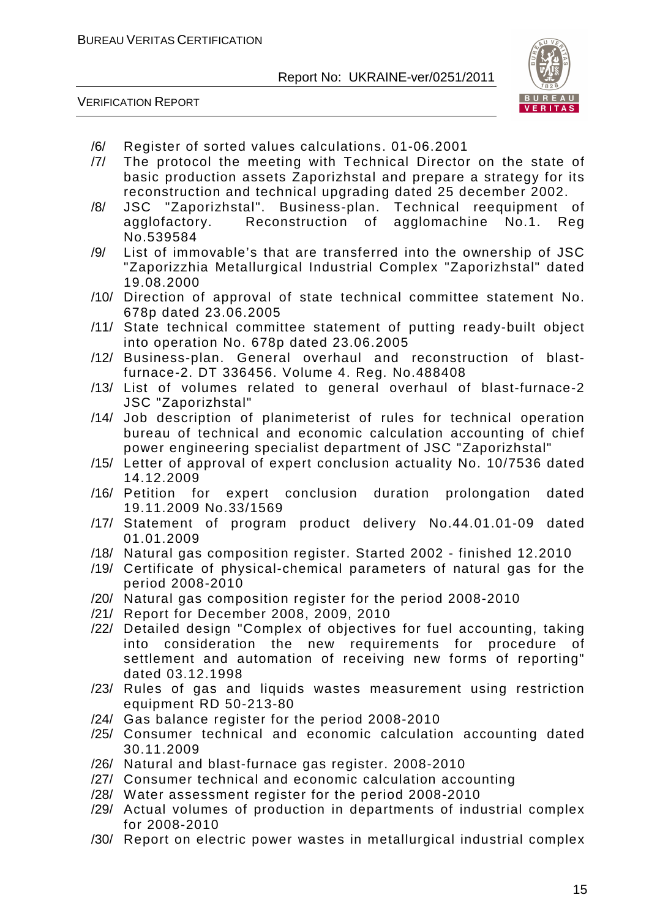/6/ Register of sorted values calculations. 01-06.2001

/7/ The protocol the meeting with Technical Director on the state of basic production assets Zaporizhstal and prepare a strategy for its reconstruction and technical upgrading dated 25 december 2002.

/8/ JSC "Zaporizhstal". Business-plan. Technical reequipment of agglofactory. Reconstruction of agglomachine No.1. Reg No.539584

/9/ List of immovable's that are transferred into the ownership of JSC "Zaporizzhia Metallurgical Industrial Complex "Zaporizhstal" dated 19.08.2000

/10/ Direction of approval of state technical committee statement No. 678p dated 23.06.2005

/11/ State technical committee statement of putting ready-built object into operation No. 678p dated 23.06.2005

/12/ Business-plan. General overhaul and reconstruction of blast-furnace-2. DT 336456. Volume 4. Reg. No.488408

/13/ List of volumes related to general overhaul of blast-furnace-2 JSC "Zaporizhstal"

/14/ Job description of planimeterist of rules for technical operation bureau of technical and economic calculation accounting of chief power engineering specialist department of JSC "Zaporizhstal"

/15/ Letter of approval of expert conclusion actuality No. 10/7536 dated 14.12.2009

/16/ Petition for expert conclusion duration prolongation dated 19.11.2009 No.33/1569

/17/ Statement of program product delivery No.44.01.01-09 dated 01.01.2009

/18/ Natural gas composition register. Started 2002 - finished 12.2010

/19/ Certificate of physical-chemical parameters of natural gas for the period 2008-2010

/20/ Natural gas composition register for the period 2008-2010

/21/ Report for December 2008, 2009, 2010

/22/ Detailed design "Complex of objectives for fuel accounting, taking into consideration the new requirements for procedure of settlement and automation of receiving new forms of reporting" dated 03.12.1998

/23/ Rules of gas and liquids wastes measurement using restriction equipment RD 50-213-80

/24/ Gas balance register for the period 2008-2010

/25/ Consumer technical and economic calculation accounting dated 30.11.2009

/26/ Natural and blast-furnace gas register. 2008-2010

/27/ Consumer technical and economic calculation accounting

/28/ Water assessment register for the period 2008-2010

/29/ Actual volumes of production in departments of industrial complex for 2008-2010

/30/ Report on electric power wastes in metallurgical industrial complex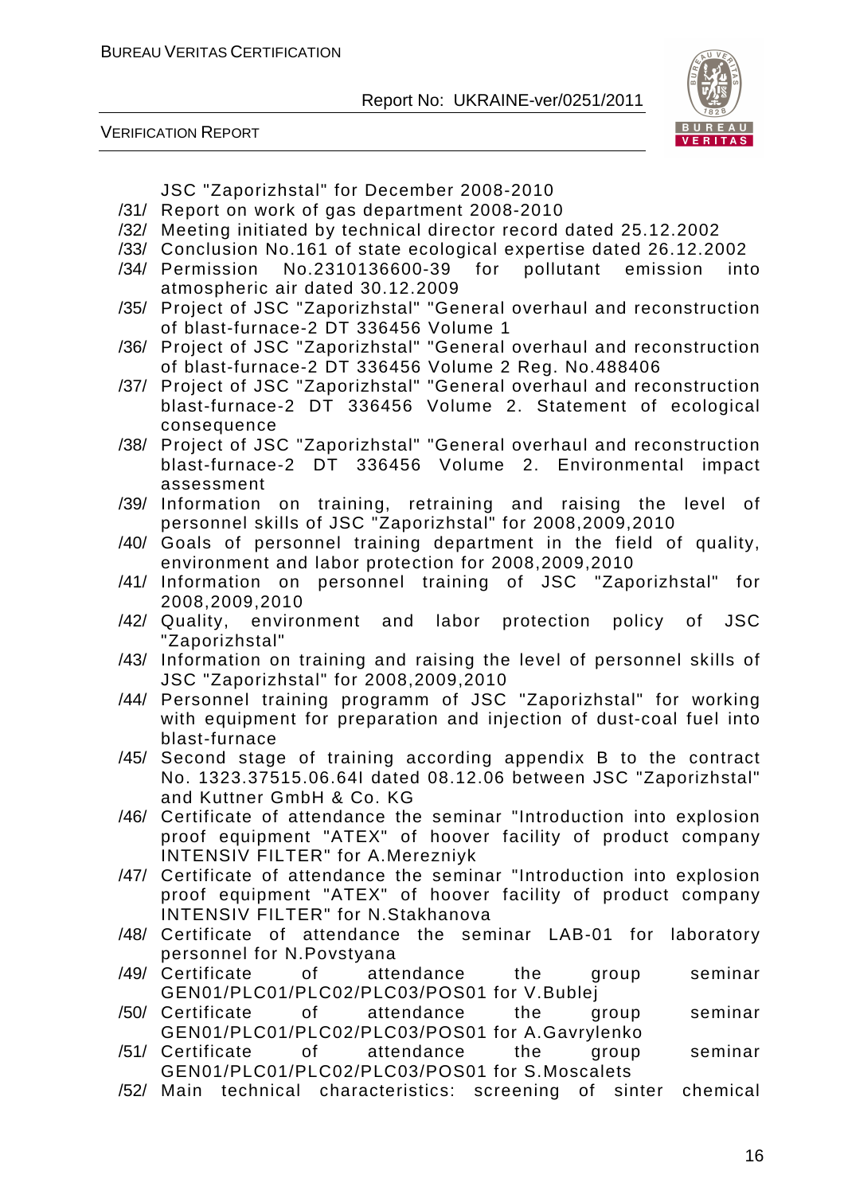JSC "Zaporizhstal" for December 2008-2010

/31/ Report on work of gas department 2008-2010

/32/ Meeting initiated by technical director record dated 25.12.2002

/33/ Conclusion No.161 of state ecological expertise dated 26.12.2002

/34/ Permission No.2310136600-39 for pollutant emission into atmospheric air dated 30.12.2009

/35/ Project of JSC "Zaporizhstal" "General overhaul and reconstruction of blast-furnace-2 DT 336456 Volume 1

/36/ Project of JSC "Zaporizhstal" "General overhaul and reconstruction of blast-furnace-2 DT 336456 Volume 2 Reg. No.488406

/37/ Project of JSC "Zaporizhstal" "General overhaul and reconstruction blast-furnace-2 DT 336456 Volume 2. Statement of ecological consequence

/38/ Project of JSC "Zaporizhstal" "General overhaul and reconstruction blast-furnace-2 DT 336456 Volume 2. Environmental impact assessment

/39/ Information on training, retraining and raising the level of personnel skills of JSC "Zaporizhstal" for 2008,2009,2010

/40/ Goals of personnel training department in the field of quality, environment and labor protection for 2008,2009,2010

/41/ Information on personnel training of JSC "Zaporizhstal" for 2008,2009,2010

/42/ Quality, environment and labor protection policy of JSC "Zaporizhstal"

/43/ Information on training and raising the level of personnel skills of JSC "Zaporizhstal" for 2008,2009,2010

/44/ Personnel training programm of JSC "Zaporizhstal" for working with equipment for preparation and injection of dust-coal fuel into blast-furnace

/45/ Second stage of training according appendix B to the contract No. 1323.37515.06.64I dated 08.12.06 between JSC "Zaporizhstal" and Kuttner GmbH & Co. KG

/46/ Certificate of attendance the seminar "Introduction into explosion proof equipment "ATEX" of hoover facility of product company INTENSIV FILTER" for A.Merezniyk

/47/ Certificate of attendance the seminar "Introduction into explosion proof equipment "ATEX" of hoover facility of product company INTENSIV FILTER" for N.Stakhanova

/48/ Certificate of attendance the seminar LAB-01 for laboratory personnel for N.Povstyana

/49/ Certificate of attendance the group seminar GEN01/PLC01/PLC02/PLC03/POS01 for V.Bublej

/50/ Certificate of attendance the group seminar GEN01/PLC01/PLC02/PLC03/POS01 for A.Gavrylenko

/51/ Certificate of attendance the group seminar GEN01/PLC01/PLC02/PLC03/POS01 for S.Moscalets

/52/ Main technical characteristics: screening of sinter chemical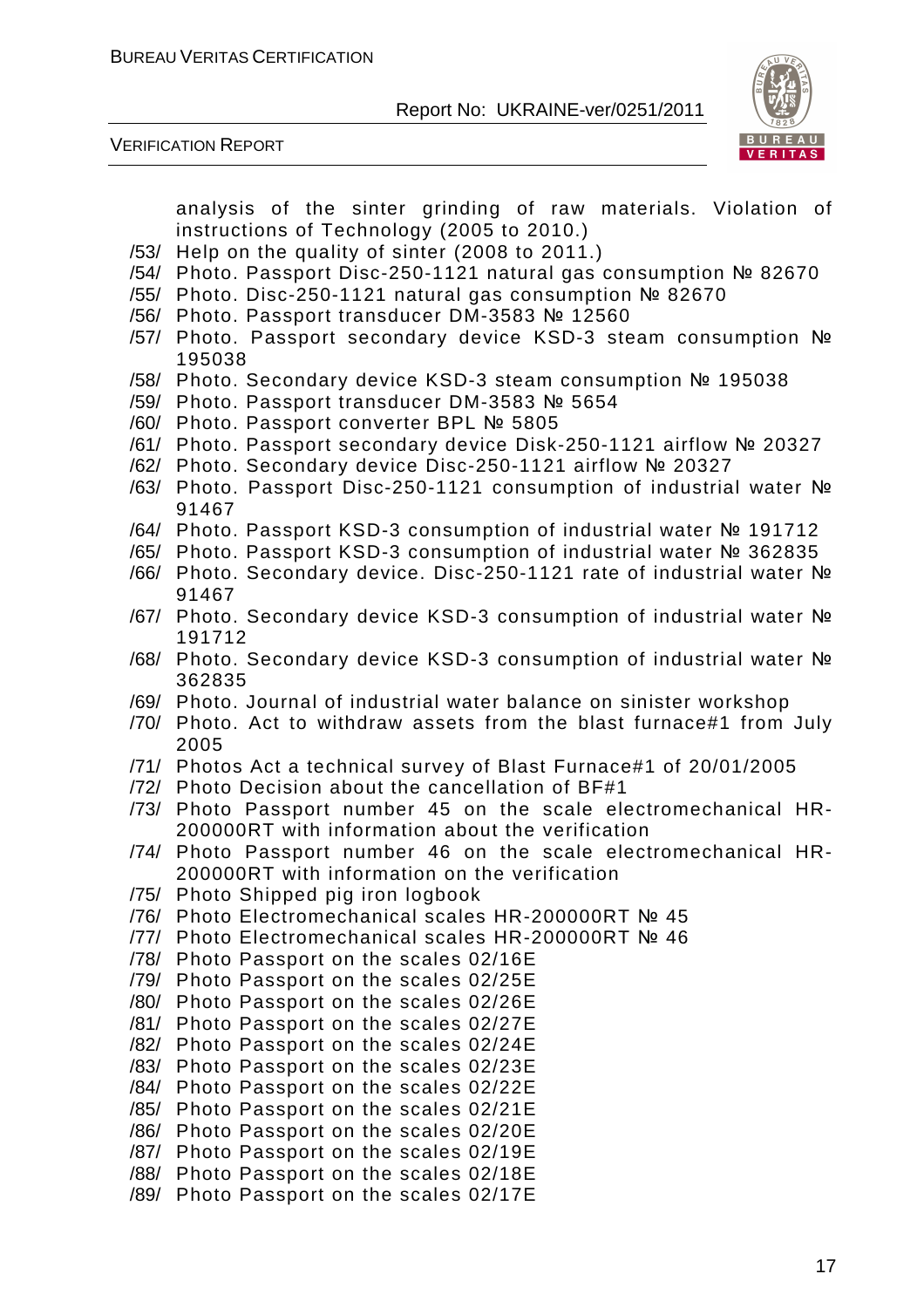analysis of the sinter grinding of raw materials. Violation of instructions of Technology (2005 to 2010.)

/53/ Help on the quality of sinter (2008 to 2011.)

/54/ Photo. Passport Disc-250-1121 natural gas consumption № 82670

/55/ Photo. Disc-250-1121 natural gas consumption № 82670

/56/ Photo. Passport transducer DM-3583 № 12560

/57/ Photo. Passport secondary device KSD-3 steam consumption № 195038

/58/ Photo. Secondary device KSD-3 steam consumption № 195038

/59/ Photo. Passport transducer DM-3583 № 5654

/60/ Photo. Passport converter BPL № 5805

/61/ Photo. Passport secondary device Disk-250-1121 airflow № 20327

/62/ Photo. Secondary device Disc-250-1121 airflow № 20327

/63/ Photo. Passport Disc-250-1121 consumption of industrial water № 91467

/64/ Photo. Passport KSD-3 consumption of industrial water № 191712

/65/ Photo. Passport KSD-3 consumption of industrial water № 362835

/66/ Photo. Secondary device. Disc-250-1121 rate of industrial water № 91467

/67/ Photo. Secondary device KSD-3 consumption of industrial water № 191712

/68/ Photo. Secondary device KSD-3 consumption of industrial water № 362835

/69/ Photo. Journal of industrial water balance on sinister workshop

/70/ Photo. Act to withdraw assets from the blast furnace#1 from July 2005

/71/ Photos Act a technical survey of Blast Furnace#1 of 20/01/2005

/72/ Photo Decision about the cancellation of BF#1

/73/ Photo Passport number 45 on the scale electromechanical HR-200000RT with information about the verification

/74/ Photo Passport number 46 on the scale electromechanical HR-200000RT with information on the verification

/75/ Photo Shipped pig iron logbook

/76/ Photo Electromechanical scales HR-200000RT № 45

/77/ Photo Electromechanical scales HR-200000RT № 46

/78/ Photo Passport on the scales 02/16E

/79/ Photo Passport on the scales 02/25E

/80/ Photo Passport on the scales 02/26E

/81/ Photo Passport on the scales 02/27E

/82/ Photo Passport on the scales 02/24E

/83/ Photo Passport on the scales 02/23E

/84/ Photo Passport on the scales 02/22E

/85/ Photo Passport on the scales 02/21E

/86/ Photo Passport on the scales 02/20E

/87/ Photo Passport on the scales 02/19E

/88/ Photo Passport on the scales 02/18E

/89/ Photo Passport on the scales 02/17E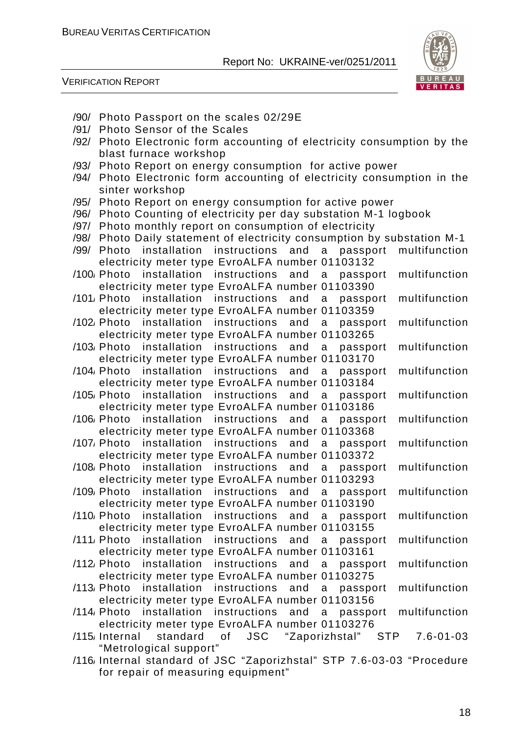/90/ Photo Passport on the scales 02/29E

/91/ Photo Sensor of the Scales

/92/ Photo Electronic form accounting of electricity consumption by the blast furnace workshop

/93/ Photo Report on energy consumption for active power

/94/ Photo Electronic form accounting of electricity consumption in the sinter workshop

/95/ Photo Report on energy consumption for active power

/96/ Photo Counting of electricity per day substation M-1 logbook

/97/ Photo monthly report on consumption of electricity

/98/ Photo Daily statement of electricity consumption by substation M-1

/99/ Photo installation instructions and a passport multifunction electricity meter type EvroALFA number 01103132

/100/ Photo installation instructions and a passport multifunction electricity meter type EvroALFA number 01103390

/101/ Photo installation instructions and a passport multifunction electricity meter type EvroALFA number 01103359

/102/ Photo installation instructions and a passport multifunction electricity meter type EvroALFA number 01103265

/103/ Photo installation instructions and a passport multifunction electricity meter type EvroALFA number 01103170

/104/ Photo installation instructions and a passport multifunction electricity meter type EvroALFA number 01103184

/105/ Photo installation instructions and a passport multifunction electricity meter type EvroALFA number 01103186

/106/ Photo installation instructions and a passport multifunction electricity meter type EvroALFA number 01103368

/107/ Photo installation instructions and a passport multifunction electricity meter type EvroALFA number 01103372

/108/ Photo installation instructions and a passport multifunction electricity meter type EvroALFA number 01103293

/109/ Photo installation instructions and a passport multifunction electricity meter type EvroALFA number 01103190

/110/ Photo installation instructions and a passport multifunction electricity meter type EvroALFA number 01103155

/111/ Photo installation instructions and a passport multifunction electricity meter type EvroALFA number 01103161

/112/ Photo installation instructions and a passport multifunction electricity meter type EvroALFA number 01103275

/113/ Photo installation instructions and a passport multifunction electricity meter type EvroALFA number 01103156

/114/ Photo installation instructions and a passport multifunction electricity meter type EvroALFA number 01103276

/115/ Internal standard of JSC "Zaporizhstal" STP 7.6-01-03 "Metrological support"

/116/ Internal standard of JSC "Zaporizhstal" STP 7.6-03-03 "Procedure for repair of measuring equipment"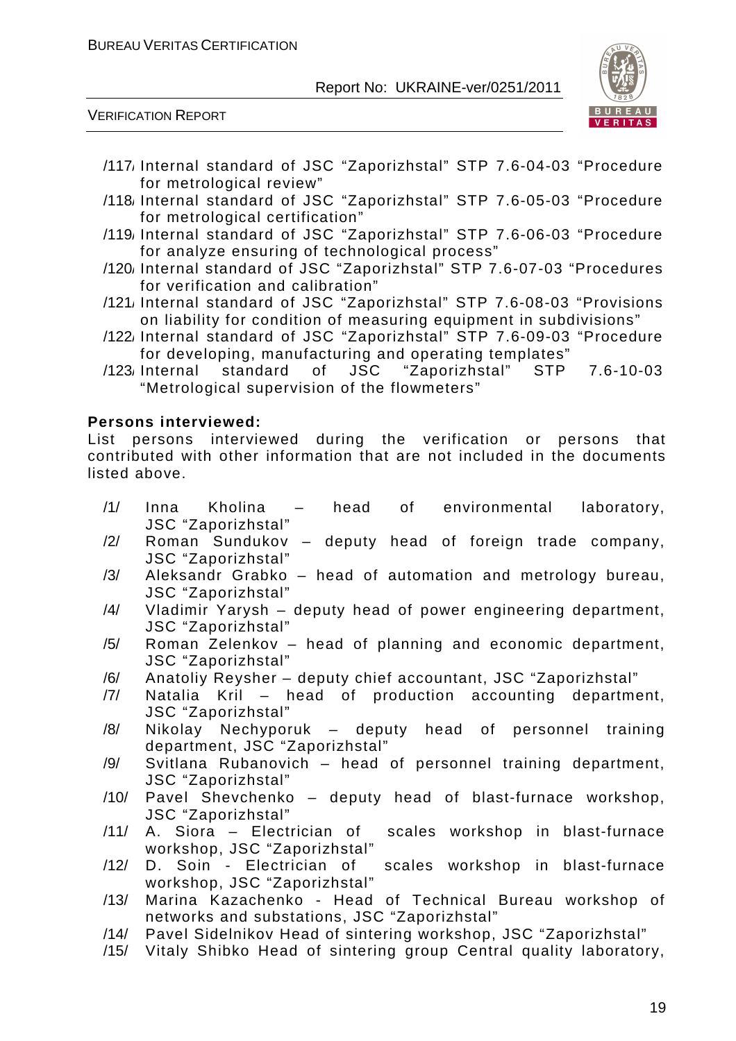/117/ Internal standard of JSC "Zaporizhstal" STP 7.6-04-03 "Procedure for metrological review"

/118/ Internal standard of JSC "Zaporizhstal" STP 7.6-05-03 "Procedure for metrological certification"

/119/ Internal standard of JSC "Zaporizhstal" STP 7.6-06-03 "Procedure for analyze ensuring of technological process"

/120/ Internal standard of JSC "Zaporizhstal" STP 7.6-07-03 "Procedures for verification and calibration"

/121/ Internal standard of JSC "Zaporizhstal" STP 7.6-08-03 "Provisions on liability for condition of measuring equipment in subdivisions"

/122/ Internal standard of JSC "Zaporizhstal" STP 7.6-09-03 "Procedure for developing, manufacturing and operating templates"

/123/ Internal standard of JSC "Zaporizhstal" STP 7.6-10-03 "Metrological supervision of the flowmeters"

**Persons interviewed:**

List persons interviewed during the verification or persons that contributed with other information that are not included in the documents listed above.

/1/ Inna Kholina – head of environmental laboratory, JSC "Zaporizhstal"

/2/ Roman Sundukov – deputy head of foreign trade company, JSC "Zaporizhstal"

/3/ Aleksandr Grabko – head of automation and metrology bureau, JSC "Zaporizhstal"

/4/ Vladimir Yarysh – deputy head of power engineering department, JSC "Zaporizhstal"

/5/ Roman Zelenkov – head of planning and economic department, JSC "Zaporizhstal"

/6/ Anatoliy Reysher – deputy chief accountant, JSC "Zaporizhstal"

/7/ Natalia Kril – head of production accounting department, JSC "Zaporizhstal"

/8/ Nikolay Nechyporuk – deputy head of personnel training department, JSC "Zaporizhstal"

/9/ Svitlana Rubanovich – head of personnel training department, JSC "Zaporizhstal"

/10/ Pavel Shevchenko – deputy head of blast-furnace workshop, JSC "Zaporizhstal"

/11/ A. Siora – Electrician of scales workshop in blast-furnace workshop, JSC "Zaporizhstal"

/12/ D. Soin - Electrician of scales workshop in blast-furnace workshop, JSC "Zaporizhstal"

/13/ Marina Kazachenko - Head of Technical Bureau workshop of networks and substations, JSC "Zaporizhstal"

/14/ Pavel Sidelnikov Head of sintering workshop, JSC "Zaporizhstal"

/15/ Vitaly Shibko Head of sintering group Central quality laboratory,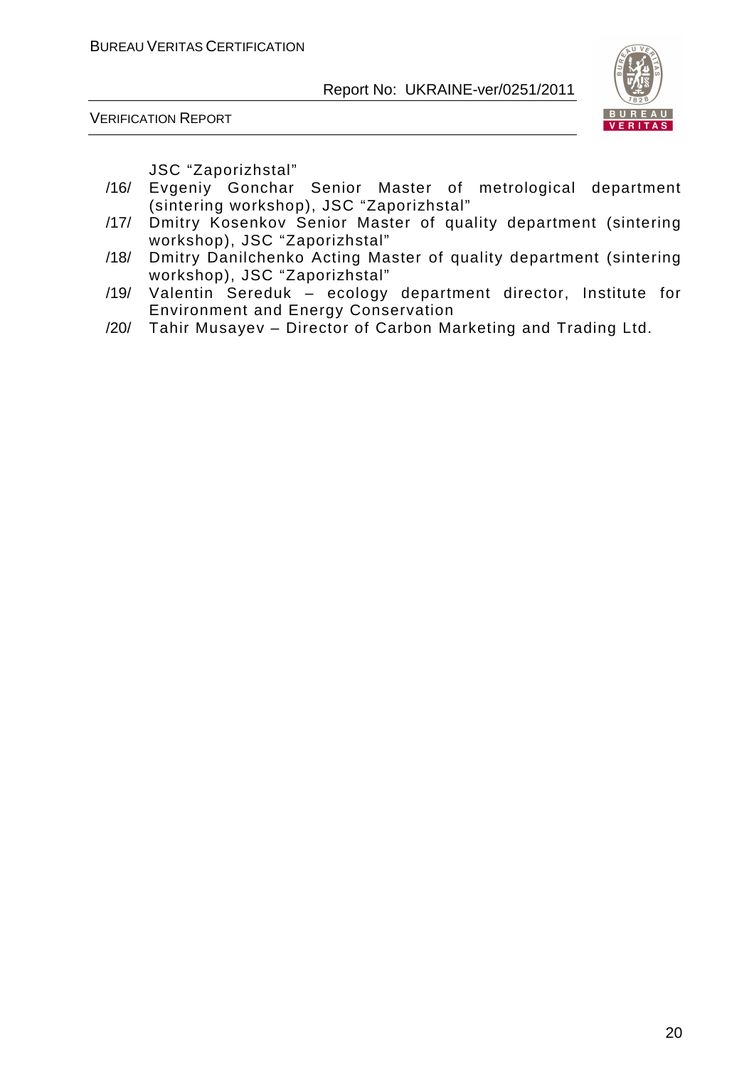JSC "Zaporizhstal"

/16/ Evgeniy Gonchar Senior Master of metrological department (sintering workshop), JSC "Zaporizhstal"

/17/ Dmitry Kosenkov Senior Master of quality department (sintering workshop), JSC "Zaporizhstal"

/18/ Dmitry Danilchenko Acting Master of quality department (sintering workshop), JSC "Zaporizhstal"

/19/ Valentin Sereduk – ecology department director, Institute for Environment and Energy Conservation

/20/ Tahir Musayev – Director of Carbon Marketing and Trading Ltd.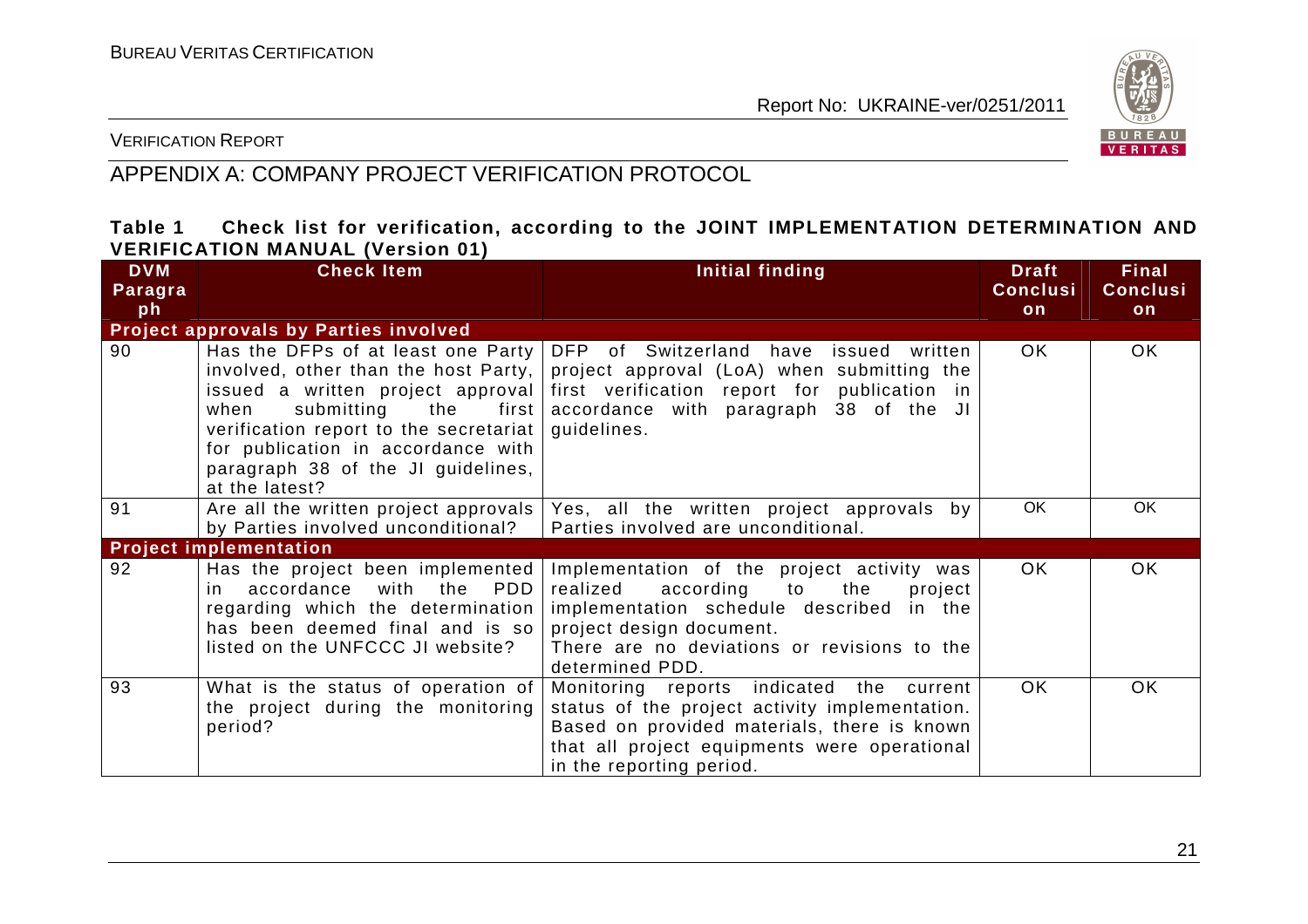## APPENDIX A: COMPANY PROJECT VERIFICATION PROTOCOL

**Table 1 Check list for verification, according to the JOINT IMPLEMENTATION DETERMINATION AND VERIFICATION MANUAL (Version 01)**

| DVM Paragraph | Check Item | Initial finding | Draft Conclusion | Final Conclusion |
|---|---|---|---|---|
| **Project approvals by Parties involved** | | | | |
| 90 | Has the DFPs of at least one Party involved, other than the host Party, issued a written project approval when submitting the first verification report to the secretariat for publication in accordance with paragraph 38 of the JI guidelines, at the latest? | DFP of Switzerland have issued written project approval (LoA) when submitting the first verification report for publication in accordance with paragraph 38 of the JI guidelines. | OK | OK |
| 91 | Are all the written project approvals by Parties involved unconditional? | Yes, all the written project approvals by Parties involved are unconditional. | OK | OK |
| **Project implementation** | | | | |
| 92 | Has the project been implemented in accordance with the PDD regarding which the determination has been deemed final and is so listed on the UNFCCC JI website? | Implementation of the project activity was realized according to the project implementation schedule described in the project design document.<br>There are no deviations or revisions to the determined PDD. | OK | OK |
| 93 | What is the status of operation of the project during the monitoring period? | Monitoring reports indicated the current status of the project activity implementation. Based on provided materials, there is known that all project equipments were operational in the reporting period. | OK | OK |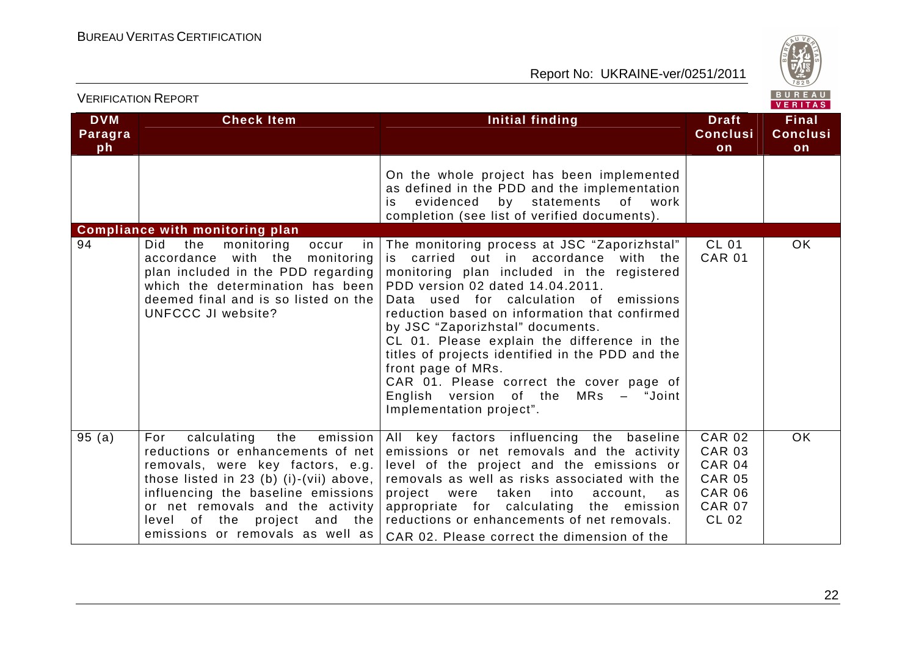| DVM Paragraph | Check Item | Initial finding | Draft Conclusion | Final Conclusion |
|---|---|---|---|---|
| | | On the whole project has been implemented as defined in the PDD and the implementation is evidenced by statements of work completion (see list of verified documents). | | |
| **Compliance with monitoring plan** | | | | |
| 94 | Did the monitoring occur in accordance with the monitoring plan included in the PDD regarding which the determination has been deemed final and is so listed on the UNFCCC JI website? | The monitoring process at JSC "Zaporizhstal" is carried out in accordance with the monitoring plan included in the registered PDD version 02 dated 14.04.2011.<br>Data used for calculation of emissions reduction based on information that confirmed by JSC "Zaporizhstal" documents.<br>CL 01. Please explain the difference in the titles of projects identified in the PDD and the front page of MRs.<br>CAR 01. Please correct the cover page of English version of the MRs – "Joint Implementation project". | CL 01<br>CAR 01 | OK |
| 95 (a) | For calculating the emission reductions or enhancements of net removals, were key factors, e.g. those listed in 23 (b) (i)-(vii) above, influencing the baseline emissions or net removals and the activity level of the project and the emissions or removals as well as | All key factors influencing the baseline emissions or net removals and the activity level of the project and the emissions or removals as well as risks associated with the project were taken into account, as appropriate for calculating the emission reductions or enhancements of net removals.<br>CAR 02. Please correct the dimension of the | CAR 02<br>CAR 03<br>CAR 04<br>CAR 05<br>CAR 06<br>CAR 07<br>CL 02 | OK |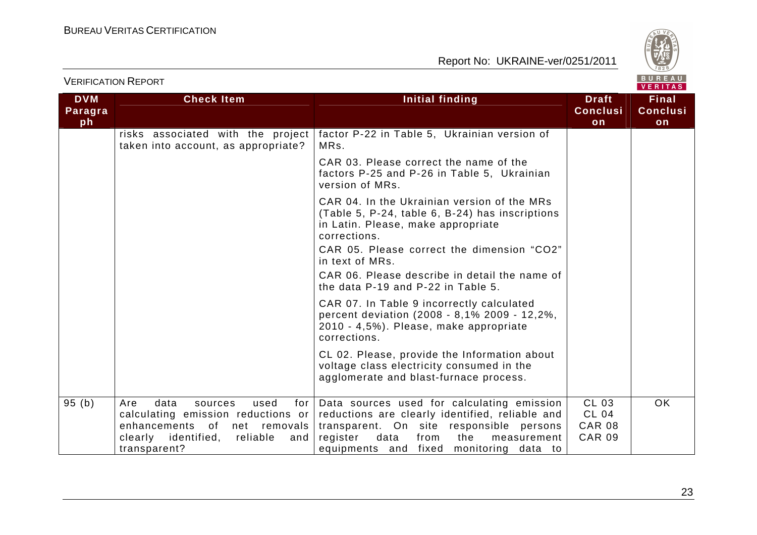| DVM Paragraph | Check Item | Initial finding | Draft Conclusion | Final Conclusion |
|---|---|---|---|---|
| | risks associated with the project taken into account, as appropriate? | factor P-22 in Table 5, Ukrainian version of MRs.<br><br>CAR 03. Please correct the name of the factors P-25 and P-26 in Table 5, Ukrainian version of MRs.<br><br>CAR 04. In the Ukrainian version of the MRs (Table 5, P-24, table 6, B-24) has inscriptions in Latin. Please, make appropriate corrections.<br><br>CAR 05. Please correct the dimension "CO2" in text of MRs.<br><br>CAR 06. Please describe in detail the name of the data P-19 and P-22 in Table 5.<br><br>CAR 07. In Table 9 incorrectly calculated percent deviation (2008 - 8,1% 2009 - 12,2%, 2010 - 4,5%). Please, make appropriate corrections.<br><br>CL 02. Please, provide the Information about voltage class electricity consumed in the agglomerate and blast-furnace process. | | |
| 95 (b) | Are data sources used for calculating emission reductions or enhancements of net removals clearly identified, reliable and transparent? | Data sources used for calculating emission reductions are clearly identified, reliable and transparent. On site responsible persons register data from the measurement equipments and fixed monitoring data to | CL 03<br>CL 04<br>CAR 08<br>CAR 09 | OK |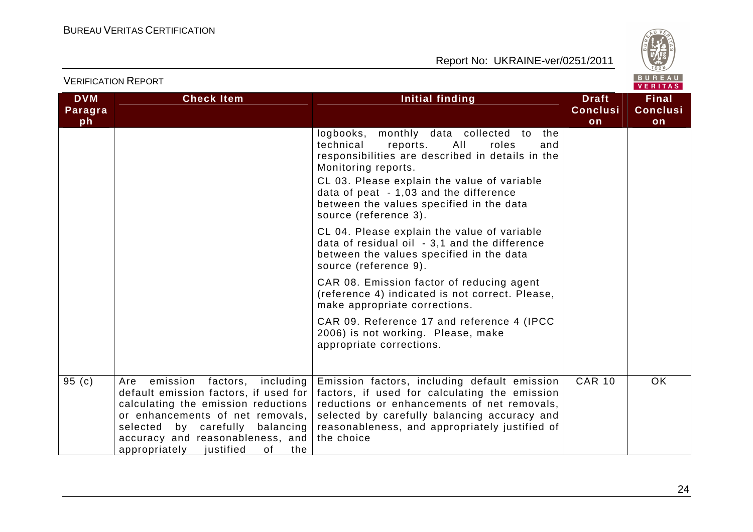| DVM Paragraph | Check Item | Initial finding | Draft Conclusion | Final Conclusion |
|---|---|---|---|---|
| | | logbooks, monthly data collected to the technical reports. All roles and responsibilities are described in details in the Monitoring reports.<br><br>CL 03. Please explain the value of variable data of peat - 1,03 and the difference between the values specified in the data source (reference 3).<br><br>CL 04. Please explain the value of variable data of residual oil - 3,1 and the difference between the values specified in the data source (reference 9).<br><br>CAR 08. Emission factor of reducing agent (reference 4) indicated is not correct. Please, make appropriate corrections.<br><br>CAR 09. Reference 17 and reference 4 (IPCC 2006) is not working. Please, make appropriate corrections. | | |
| 95 (c) | Are emission factors, including default emission factors, if used for calculating the emission reductions or enhancements of net removals, selected by carefully balancing accuracy and reasonableness, and appropriately justified of the | Emission factors, including default emission factors, if used for calculating the emission reductions or enhancements of net removals, selected by carefully balancing accuracy and reasonableness, and appropriately justified of the choice | CAR 10 | OK |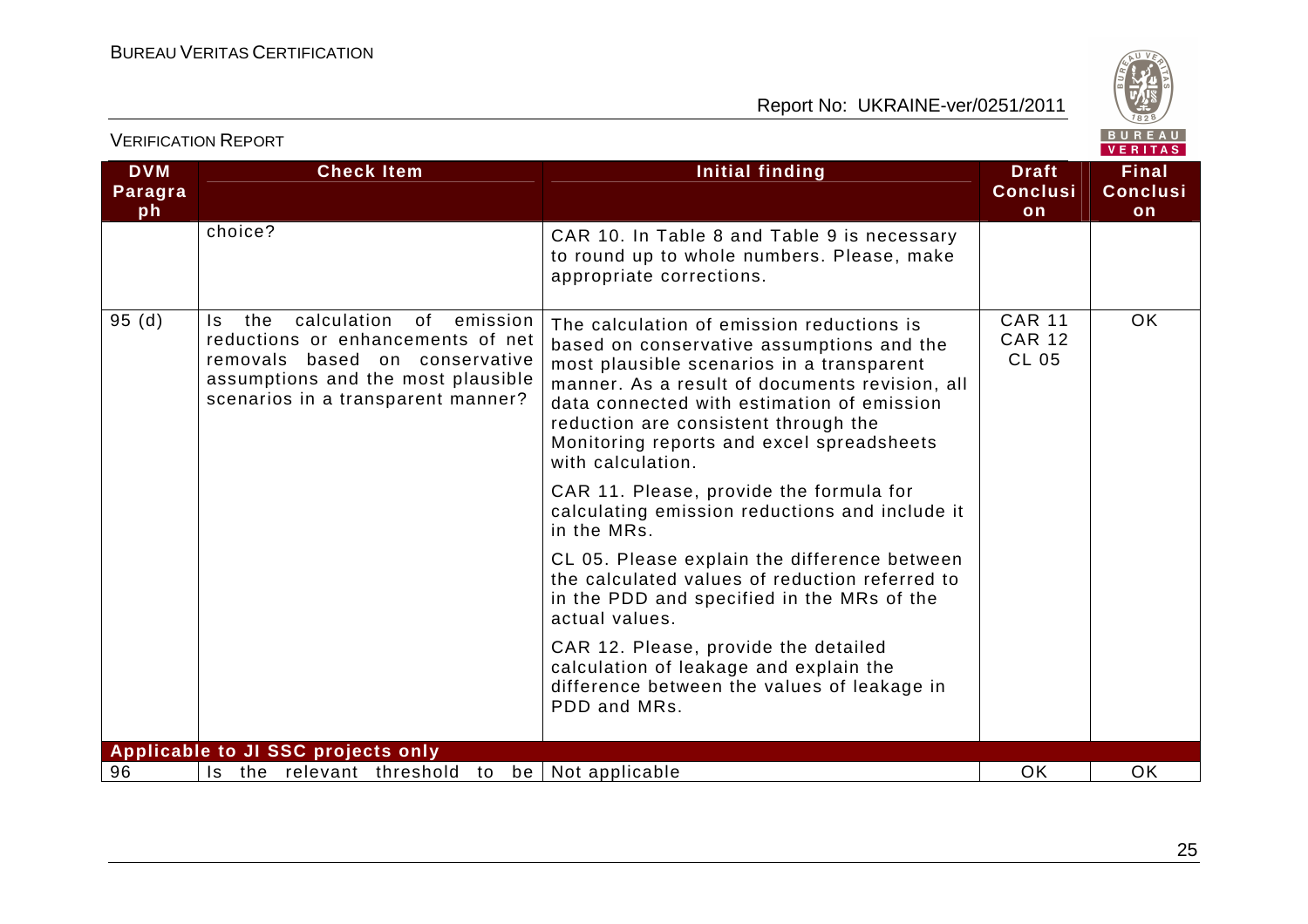| DVM Paragraph | Check Item | Initial finding | Draft Conclusion | Final Conclusion |
|---|---|---|---|---|
| | choice? | CAR 10. In Table 8 and Table 9 is necessary to round up to whole numbers. Please, make appropriate corrections. | | |
| 95 (d) | Is the calculation of emission reductions or enhancements of net removals based on conservative assumptions and the most plausible scenarios in a transparent manner? | The calculation of emission reductions is based on conservative assumptions and the most plausible scenarios in a transparent manner. As a result of documents revision, all data connected with estimation of emission reduction are consistent through the Monitoring reports and excel spreadsheets with calculation.<br><br>CAR 11. Please, provide the formula for calculating emission reductions and include it in the MRs.<br><br>CL 05. Please explain the difference between the calculated values of reduction referred to in the PDD and specified in the MRs of the actual values.<br><br>CAR 12. Please, provide the detailed calculation of leakage and explain the difference between the values of leakage in PDD and MRs. | CAR 11<br>CAR 12<br>CL 05 | OK |
| **Applicable to JI SSC projects only** | | | | |
| 96 | Is the relevant threshold to be | Not applicable | OK | OK |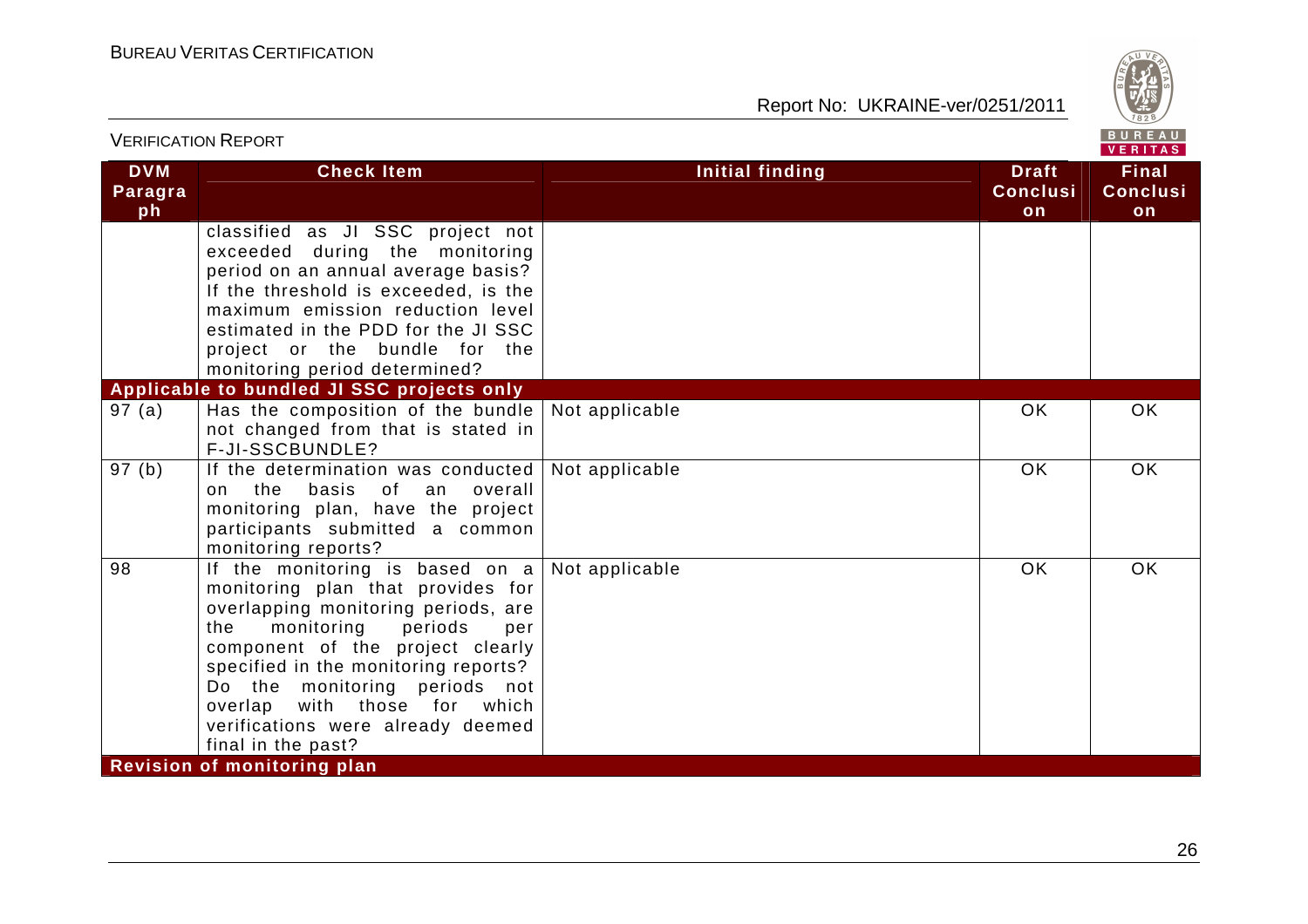| DVM Paragraph | Check Item | Initial finding | Draft Conclusion | Final Conclusion |
|---|---|---|---|---|
| | classified as JI SSC project not exceeded during the monitoring period on an annual average basis? If the threshold is exceeded, is the maximum emission reduction level estimated in the PDD for the JI SSC project or the bundle for the monitoring period determined? | | | |
| **Applicable to bundled JI SSC projects only** | | | | |
| 97 (a) | Has the composition of the bundle not changed from that is stated in F-JI-SSCBUNDLE? | Not applicable | OK | OK |
| 97 (b) | If the determination was conducted on the basis of an overall monitoring plan, have the project participants submitted a common monitoring reports? | Not applicable | OK | OK |
| 98 | If the monitoring is based on a monitoring plan that provides for overlapping monitoring periods, are the monitoring periods per component of the project clearly specified in the monitoring reports? Do the monitoring periods not overlap with those for which verifications were already deemed final in the past? | Not applicable | OK | OK |
| **Revision of monitoring plan** | | | | |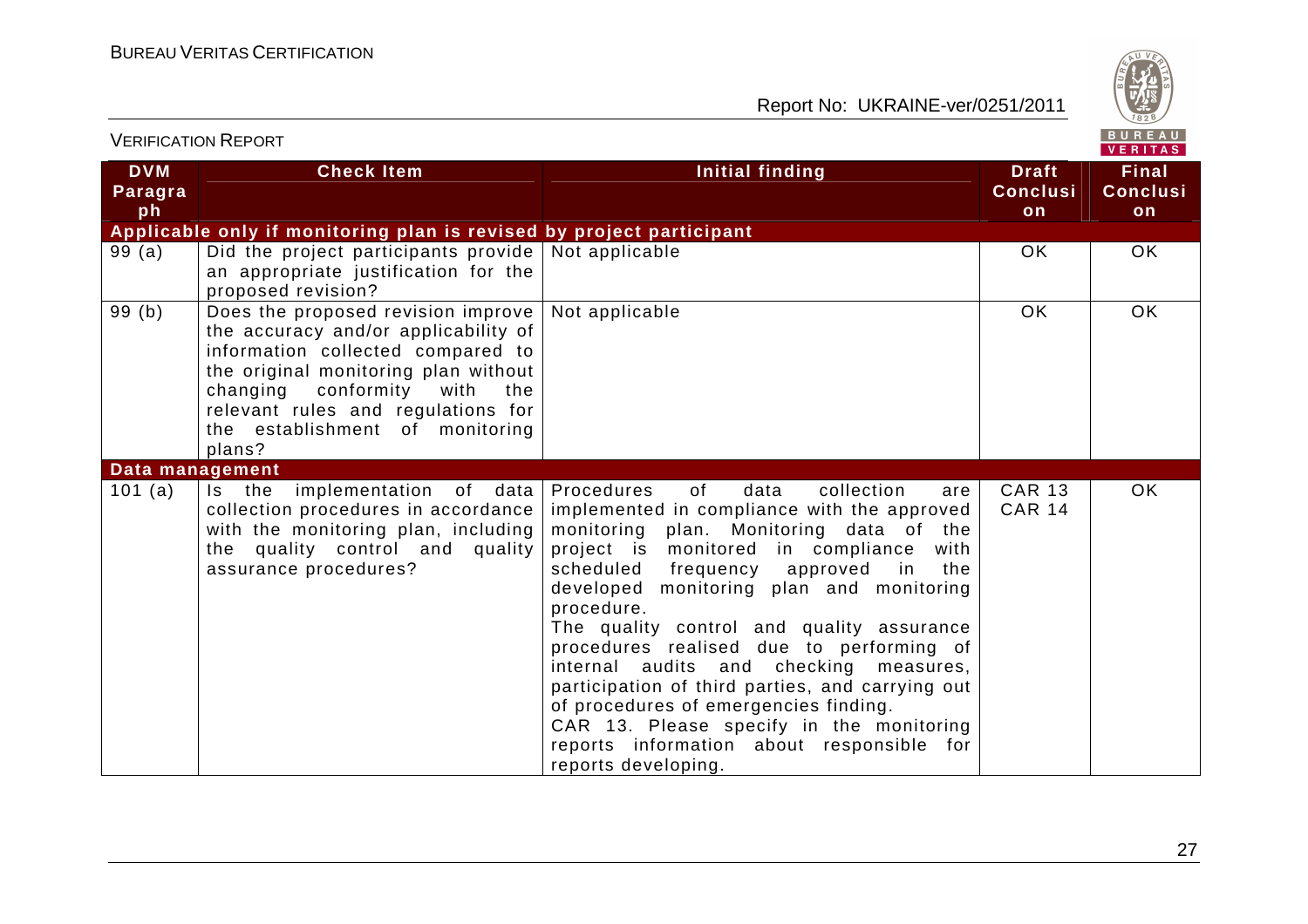| DVM Paragraph | Check Item | Initial finding | Draft Conclusion | Final Conclusion |
|---|---|---|---|---|
| **Applicable only if monitoring plan is revised by project participant** | | | | |
| 99 (a) | Did the project participants provide an appropriate justification for the proposed revision? | Not applicable | OK | OK |
| 99 (b) | Does the proposed revision improve the accuracy and/or applicability of information collected compared to the original monitoring plan without changing conformity with the relevant rules and regulations for the establishment of monitoring plans? | Not applicable | OK | OK |
| **Data management** | | | | |
| 101 (a) | Is the implementation of data collection procedures in accordance with the monitoring plan, including the quality control and quality assurance procedures? | Procedures of data collection are implemented in compliance with the approved monitoring plan. Monitoring data of the project is monitored in compliance with scheduled frequency approved in the developed monitoring plan and monitoring procedure.<br>The quality control and quality assurance procedures realised due to performing of internal audits and checking measures, participation of third parties, and carrying out of procedures of emergencies finding.<br>CAR 13. Please specify in the monitoring reports information about responsible for reports developing. | CAR 13<br>CAR 14 | OK |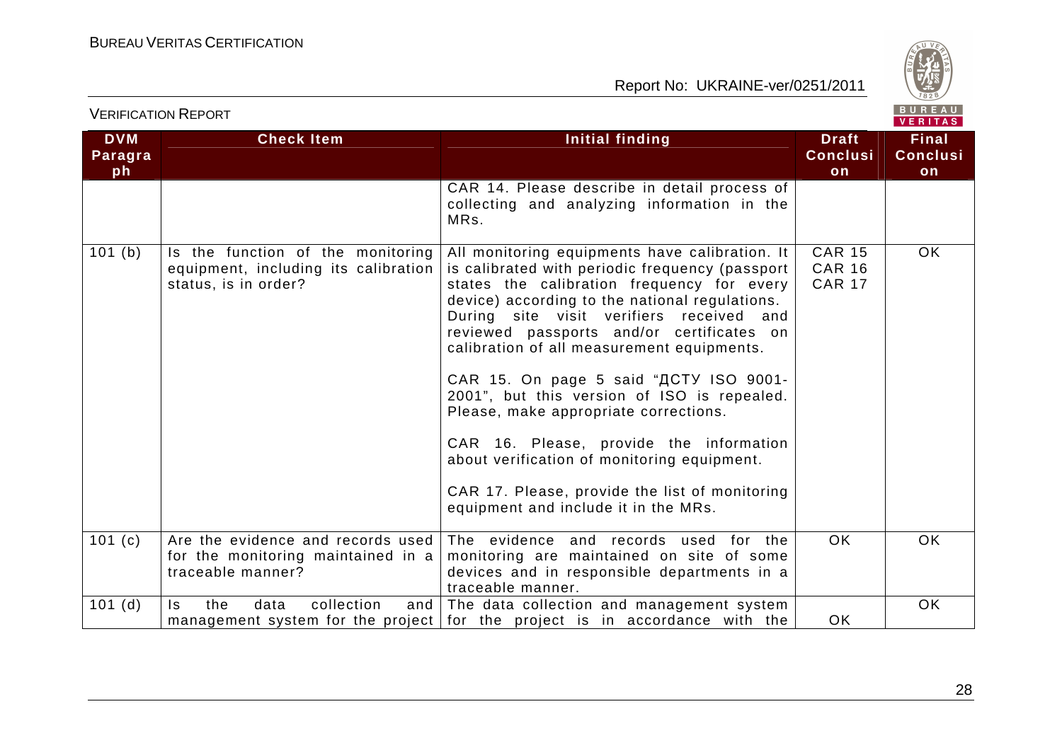| DVM Paragraph | Check Item | Initial finding | Draft Conclusion | Final Conclusion |
|---|---|---|---|---|
| | | CAR 14. Please describe in detail process of collecting and analyzing information in the MRs. | | |
| 101 (b) | Is the function of the monitoring equipment, including its calibration status, is in order? | All monitoring equipments have calibration. It is calibrated with periodic frequency (passport states the calibration frequency for every device) according to the national regulations. During site visit verifiers received and reviewed passports and/or certificates on calibration of all measurement equipments.<br><br>CAR 15. On page 5 said "ДСТУ ISO 9001-2001", but this version of ISO is repealed. Please, make appropriate corrections.<br><br>CAR 16. Please, provide the information about verification of monitoring equipment.<br><br>CAR 17. Please, provide the list of monitoring equipment and include it in the MRs. | CAR 15<br>CAR 16<br>CAR 17 | OK |
| 101 (c) | Are the evidence and records used for the monitoring maintained in a traceable manner? | The evidence and records used for the monitoring are maintained on site of some devices and in responsible departments in a traceable manner. | OK | OK |
| 101 (d) | Is the data collection and management system for the project | The data collection and management system for the project is in accordance with the | OK | OK |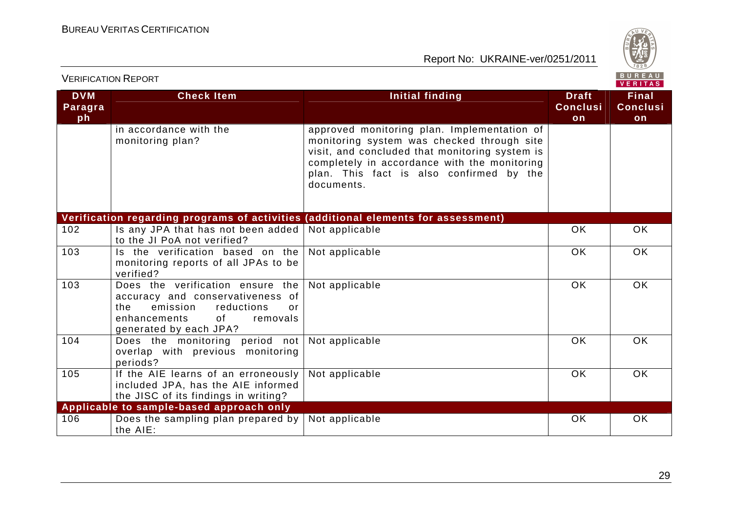| DVM Paragraph | Check Item | Initial finding | Draft Conclusion | Final Conclusion |
|---|---|---|---|---|
| | in accordance with the monitoring plan? | approved monitoring plan. Implementation of monitoring system was checked through site visit, and concluded that monitoring system is completely in accordance with the monitoring plan. This fact is also confirmed by the documents. | | |
| **Verification regarding programs of activities (additional elements for assessment)** | | | | |
| 102 | Is any JPA that has not been added to the JI PoA not verified? | Not applicable | OK | OK |
| 103 | Is the verification based on the monitoring reports of all JPAs to be verified? | Not applicable | OK | OK |
| 103 | Does the verification ensure the accuracy and conservativeness of the emission reductions or enhancements of removals generated by each JPA? | Not applicable | OK | OK |
| 104 | Does the monitoring period not overlap with previous monitoring periods? | Not applicable | OK | OK |
| 105 | If the AIE learns of an erroneously included JPA, has the AIE informed the JISC of its findings in writing? | Not applicable | OK | OK |
| **Applicable to sample-based approach only** | | | | |
| 106 | Does the sampling plan prepared by the AIE: | Not applicable | OK | OK |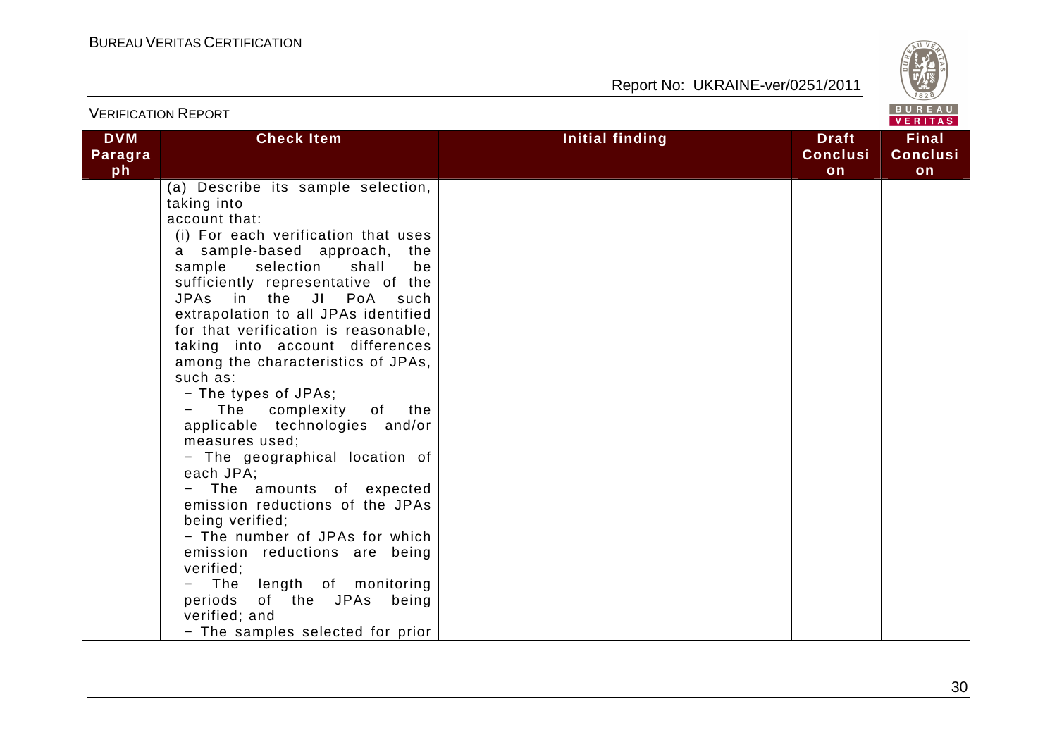| DVM Paragraph | Check Item | Initial finding | Draft Conclusion | Final Conclusion |
|---|---|---|---|---|
| | (a) Describe its sample selection, taking into account that:<br>(i) For each verification that uses a sample-based approach, the sample selection shall be sufficiently representative of the JPAs in the JI PoA such extrapolation to all JPAs identified for that verification is reasonable, taking into account differences among the characteristics of JPAs, such as:<br>− The types of JPAs;<br>− The complexity of the applicable technologies and/or measures used;<br>− The geographical location of each JPA;<br>− The amounts of expected emission reductions of the JPAs being verified;<br>− The number of JPAs for which emission reductions are being verified;<br>− The length of monitoring periods of the JPAs being verified; and<br>− The samples selected for prior | | | |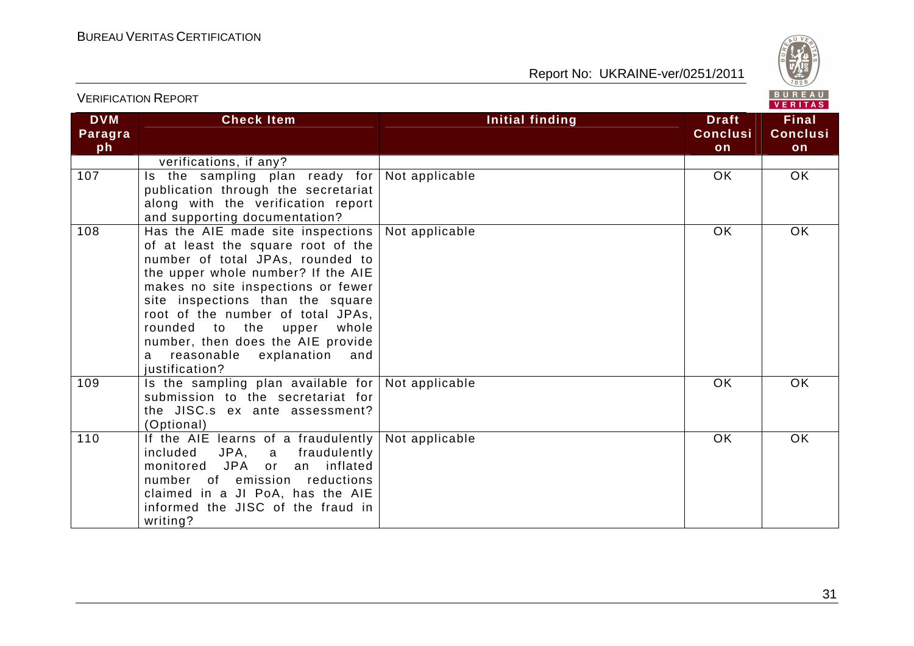| DVM Paragraph | Check Item | Initial finding | Draft Conclusion | Final Conclusion |
|---|---|---|---|---|
| | verifications, if any? | | | |
| 107 | Is the sampling plan ready for publication through the secretariat along with the verification report and supporting documentation? | Not applicable | OK | OK |
| 108 | Has the AIE made site inspections of at least the square root of the number of total JPAs, rounded to the upper whole number? If the AIE makes no site inspections or fewer site inspections than the square root of the number of total JPAs, rounded to the upper whole number, then does the AIE provide a reasonable explanation and justification? | Not applicable | OK | OK |
| 109 | Is the sampling plan available for submission to the secretariat for the JISC.s ex ante assessment? (Optional) | Not applicable | OK | OK |
| 110 | If the AIE learns of a fraudulently included JPA, a fraudulently monitored JPA or an inflated number of emission reductions claimed in a JI PoA, has the AIE informed the JISC of the fraud in writing? | Not applicable | OK | OK |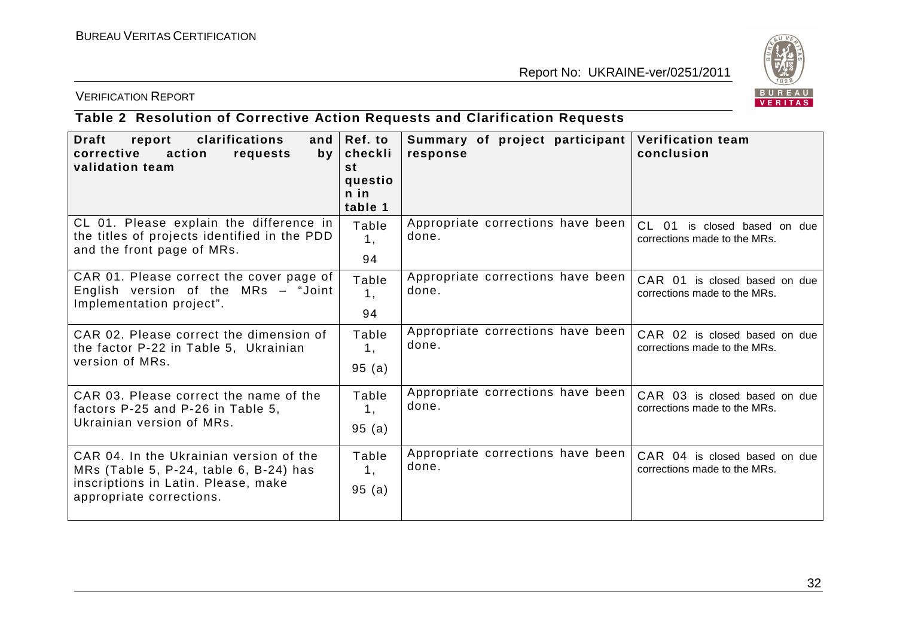VERIFICATION REPORT

**Table 2 Resolution of Corrective Action Requests and Clarification Requests**

| Draft report clarifications and corrective action requests by validation team | Ref. to checklist question in table 1 | Summary of project participant response | Verification team conclusion |
|---|---|---|---|
| CL 01. Please explain the difference in the titles of projects identified in the PDD and the front page of MRs. | Table 1, 94 | Appropriate corrections have been done. | CL 01 is closed based on due corrections made to the MRs. |
| CAR 01. Please correct the cover page of English version of the MRs – "Joint Implementation project". | Table 1, 94 | Appropriate corrections have been done. | CAR 01 is closed based on due corrections made to the MRs. |
| CAR 02. Please correct the dimension of the factor P-22 in Table 5, Ukrainian version of MRs. | Table 1, 95 (a) | Appropriate corrections have been done. | CAR 02 is closed based on due corrections made to the MRs. |
| CAR 03. Please correct the name of the factors P-25 and P-26 in Table 5, Ukrainian version of MRs. | Table 1, 95 (a) | Appropriate corrections have been done. | CAR 03 is closed based on due corrections made to the MRs. |
| CAR 04. In the Ukrainian version of the MRs (Table 5, P-24, table 6, B-24) has inscriptions in Latin. Please, make appropriate corrections. | Table 1, 95 (a) | Appropriate corrections have been done. | CAR 04 is closed based on due corrections made to the MRs. |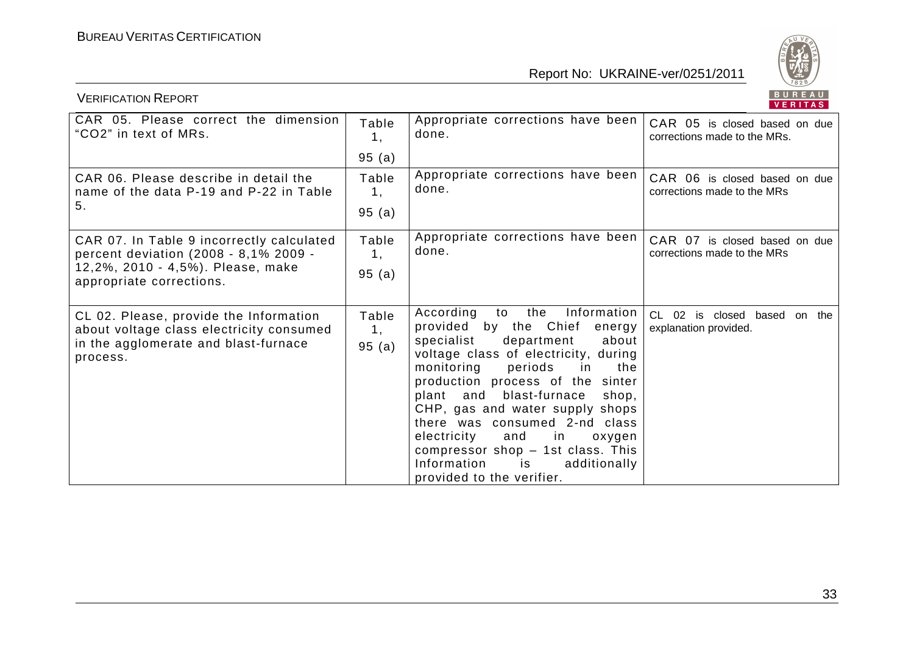| | | | |
|---|---|---|---|
| CAR 05. Please correct the dimension "$CO_2$" in text of MRs. | Table 1, 95 (a) | Appropriate corrections have been done. | CAR 05 is closed based on due corrections made to the MRs. |
| CAR 06. Please describe in detail the name of the data P-19 and P-22 in Table 5. | Table 1, 95 (a) | Appropriate corrections have been done. | CAR 06 is closed based on due corrections made to the MRs |
| CAR 07. In Table 9 incorrectly calculated percent deviation (2008 - 8,1% 2009 - 12,2%, 2010 - 4,5%). Please, make appropriate corrections. | Table 1, 95 (a) | Appropriate corrections have been done. | CAR 07 is closed based on due corrections made to the MRs |
| CL 02. Please, provide the Information about voltage class electricity consumed in the agglomerate and blast-furnace process. | Table 1, 95 (a) | According to the Information provided by the Chief energy specialist department about voltage class of electricity, during monitoring periods in the production process of the sinter plant and blast-furnace shop, CHP, gas and water supply shops there was consumed 2-nd class electricity and in oxygen compressor shop – 1st class. This Information is additionally provided to the verifier. | CL 02 is closed based on the explanation provided. |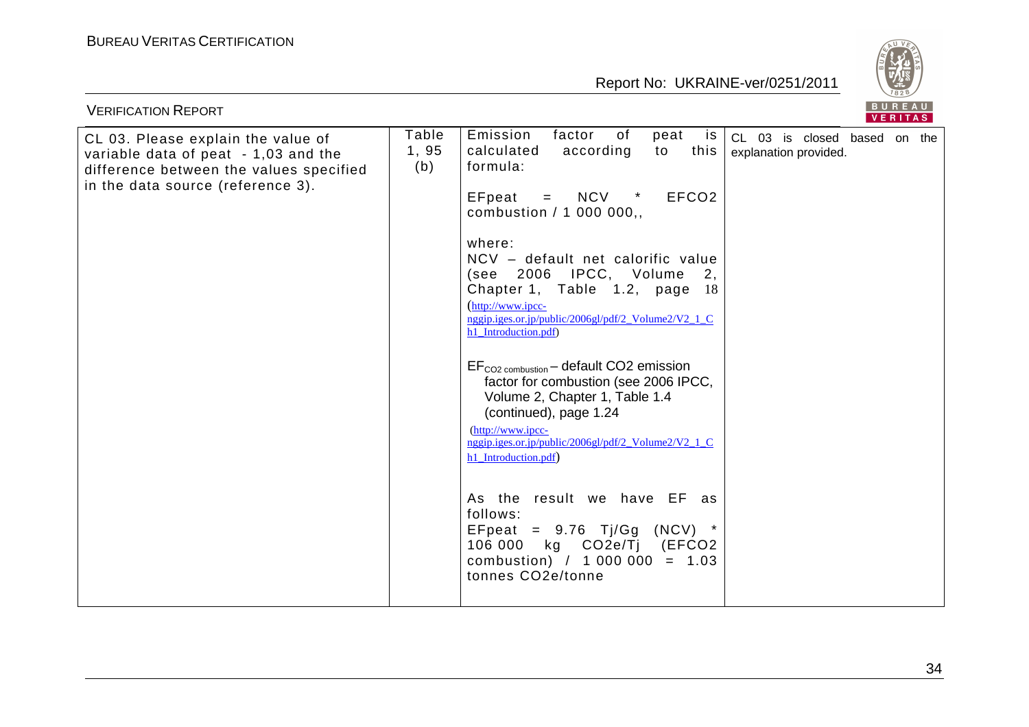| CL 03. Please explain the value of variable data of peat - 1,03 and the difference between the values specified in the data source (reference 3). | Table 1, 95 (b) | Emission factor of peat is calculated according to this formula:<br><br>EFpeat = NCV * EFCO2 combustion / 1 000 000,,<br><br>where:<br>NCV – default net calorific value (see 2006 IPCC, Volume 2, Chapter 1, Table 1.2, page 18 (http://www.ipcc-nggip.iges.or.jp/public/2006gl/pdf/2_Volume2/V2_1_Ch1_Introduction.pdf)<br><br>$EF_{CO2\ combustion}$ – default CO2 emission factor for combustion (see 2006 IPCC, Volume 2, Chapter 1, Table 1.4 (continued), page 1.24 (http://www.ipcc-nggip.iges.or.jp/public/2006gl/pdf/2_Volume2/V2_1_Ch1_Introduction.pdf)<br><br>As the result we have EF as follows:<br>EFpeat = 9.76 Tj/Gg (NCV) * 106 000 kg CO2e/Tj (EFCO2 combustion) / 1 000 000 = 1.03 tonnes CO2e/tonne | CL 03 is closed based on the explanation provided. |
|---|---|---|---|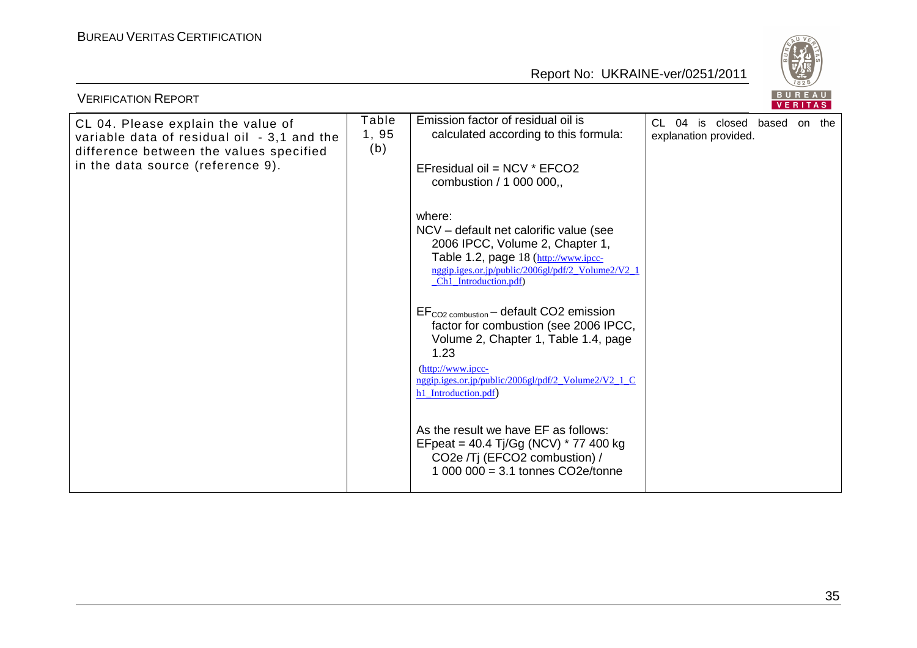| CL 04. Please explain the value of variable data of residual oil - 3,1 and the difference between the values specified in the data source (reference 9). | Table 1, 95 (b) | Emission factor of residual oil is calculated according to this formula:<br><br>EFresidual oil = NCV * EFCO2 combustion / 1 000 000,,<br><br>where:<br>NCV – default net calorific value (see 2006 IPCC, Volume 2, Chapter 1, Table 1.2, page 18 (http://www.ipcc-nggip.iges.or.jp/public/2006gl/pdf/2_Volume2/V2_1_Ch1_Introduction.pdf)<br><br>$EF_{CO2\ combustion}$ – default CO2 emission factor for combustion (see 2006 IPCC, Volume 2, Chapter 1, Table 1.4, page 1.23<br>(http://www.ipcc-nggip.iges.or.jp/public/2006gl/pdf/2_Volume2/V2_1_Ch1_Introduction.pdf)<br><br>As the result we have EF as follows:<br>EFpeat = 40.4 Tj/Gg (NCV) * 77 400 kg CO2e /Tj (EFCO2 combustion) / 1 000 000 = 3.1 tonnes CO2e/tonne | CL 04 is closed based on the explanation provided. |
|---|---|---|---|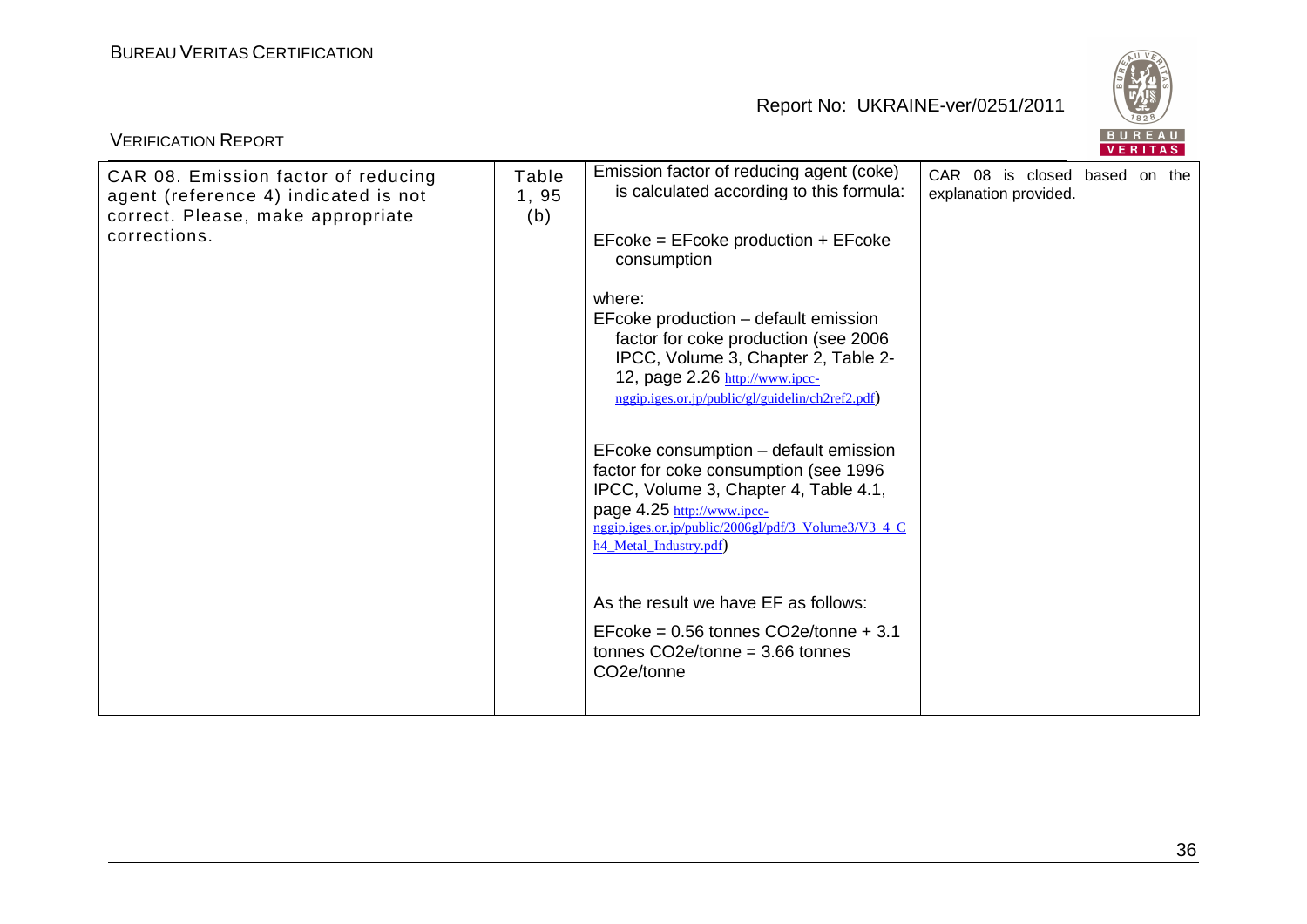| | | | |
|---|---|---|---|
| CAR 08. Emission factor of reducing agent (reference 4) indicated is not correct. Please, make appropriate corrections. | Table 1, 95 (b) | Emission factor of reducing agent (coke) is calculated according to this formula:<br><br>EFcoke = EFcoke production + EFcoke consumption<br><br>where:<br>EFcoke production – default emission factor for coke production (see 2006 IPCC, Volume 3, Chapter 2, Table 2-12, page 2.26 http://www.ipcc-nggip.iges.or.jp/public/gl/guidelin/ch2ref2.pdf)<br><br>EFcoke consumption – default emission factor for coke consumption (see 1996 IPCC, Volume 3, Chapter 4, Table 4.1, page 4.25 http://www.ipcc-nggip.iges.or.jp/public/2006gl/pdf/3_Volume3/V3_4_Ch4_Metal_Industry.pdf)<br><br>As the result we have EF as follows:<br>EFcoke = 0.56 tonnes CO2e/tonne + 3.1 tonnes CO2e/tonne = 3.66 tonnes CO2e/tonne | CAR 08 is closed based on the explanation provided. |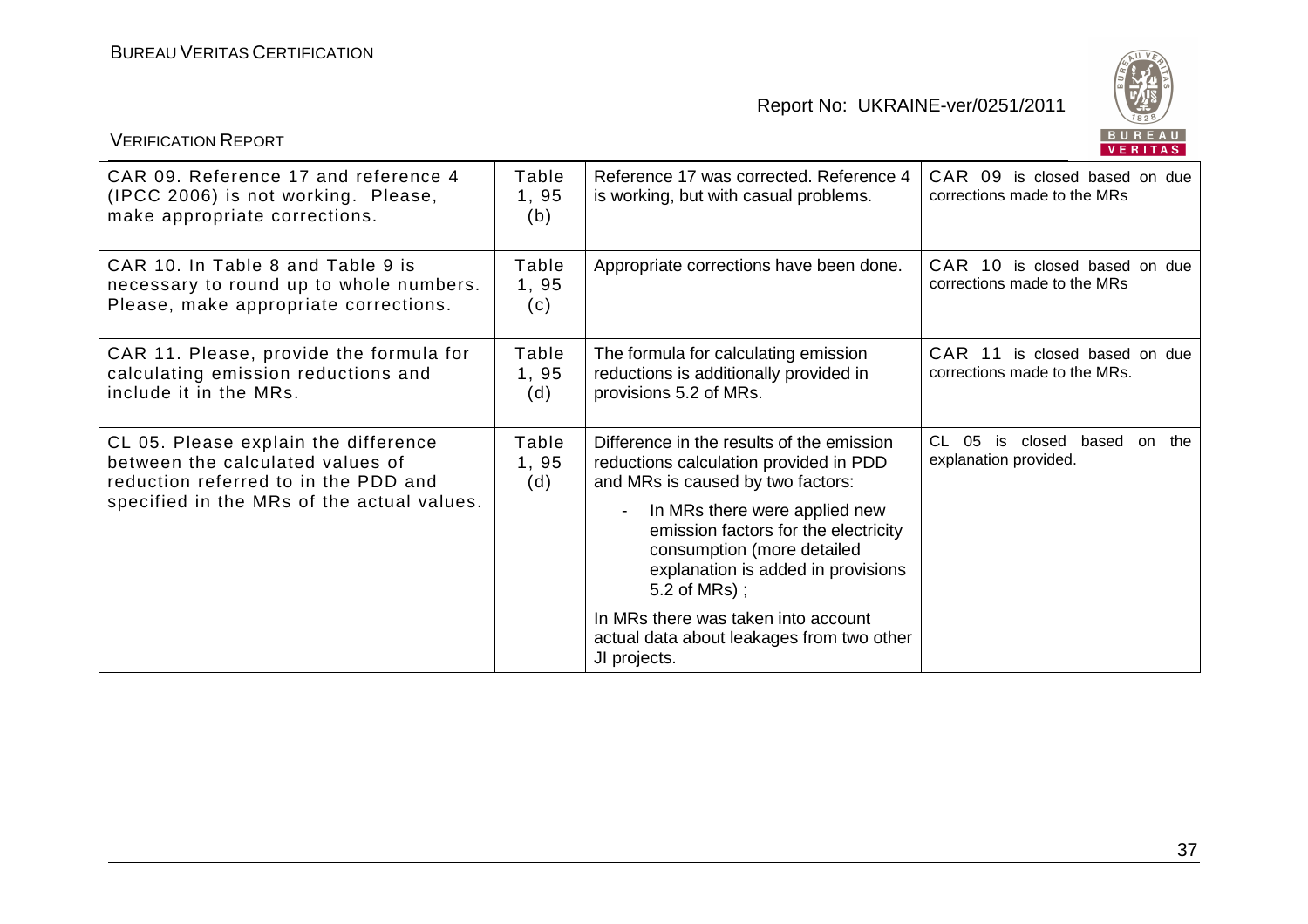| CAR 09. Reference 17 and reference 4 (IPCC 2006) is not working. Please, make appropriate corrections. | Table 1, 95 (b) | Reference 17 was corrected. Reference 4 is working, but with casual problems. | CAR 09 is closed based on due corrections made to the MRs |
|---|---|---|---|
| CAR 10. In Table 8 and Table 9 is necessary to round up to whole numbers. Please, make appropriate corrections. | Table 1, 95 (c) | Appropriate corrections have been done. | CAR 10 is closed based on due corrections made to the MRs |
| CAR 11. Please, provide the formula for calculating emission reductions and include it in the MRs. | Table 1, 95 (d) | The formula for calculating emission reductions is additionally provided in provisions 5.2 of MRs. | CAR 11 is closed based on due corrections made to the MRs. |
| CL 05. Please explain the difference between the calculated values of reduction referred to in the PDD and specified in the MRs of the actual values. | Table 1, 95 (d) | Difference in the results of the emission reductions calculation provided in PDD and MRs is caused by two factors:<br>- In MRs there were applied new emission factors for the electricity consumption (more detailed explanation is added in provisions 5.2 of MRs) ;<br><br>In MRs there was taken into account actual data about leakages from two other JI projects. | CL 05 is closed based on the explanation provided. |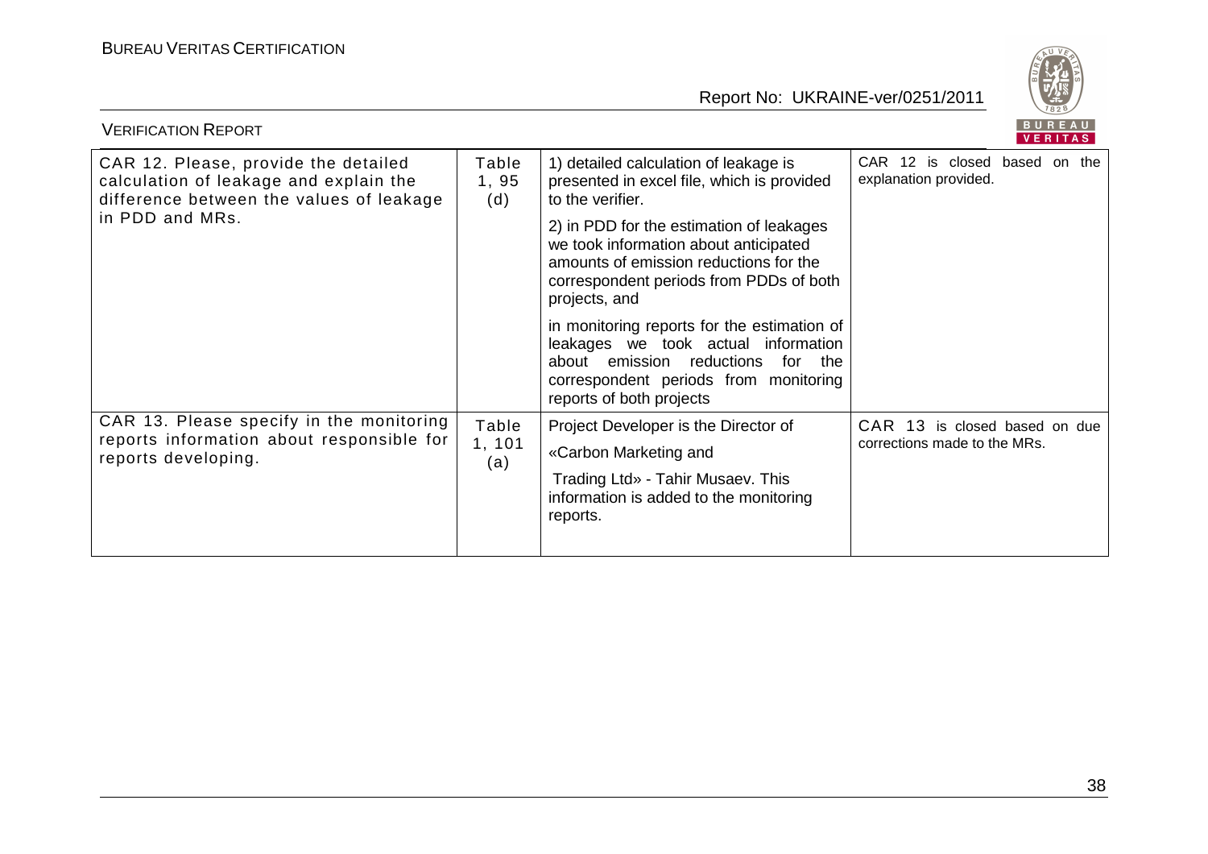| | | | |
|---|---|---|---|
| CAR 12. Please, provide the detailed calculation of leakage and explain the difference between the values of leakage in PDD and MRs. | Table 1, 95 (d) | 1) detailed calculation of leakage is presented in excel file, which is provided to the verifier.<br><br>2) in PDD for the estimation of leakages we took information about anticipated amounts of emission reductions for the correspondent periods from PDDs of both projects, and<br><br>in monitoring reports for the estimation of leakages we took actual information about emission reductions for the correspondent periods from monitoring reports of both projects | CAR 12 is closed based on the explanation provided. |
| CAR 13. Please specify in the monitoring reports information about responsible for reports developing. | Table 1, 101 (a) | Project Developer is the Director of<br><br>«Carbon Marketing and<br><br>Trading Ltd» - Tahir Musaev. This information is added to the monitoring reports. | CAR 13 is closed based on due corrections made to the MRs. |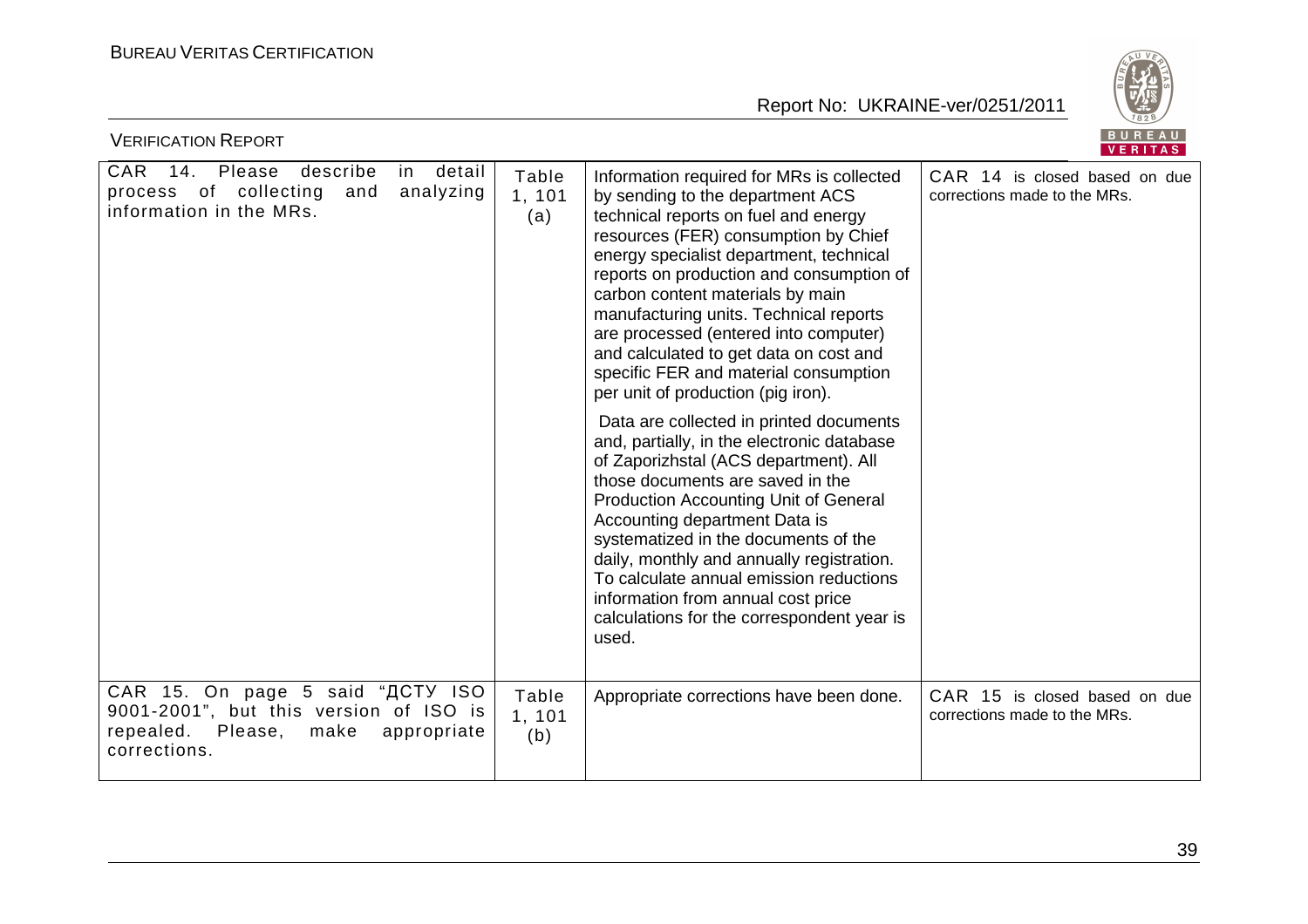| CAR 14. Please describe in detail process of collecting and analyzing information in the MRs. | Table 1, 101 (a) | Information required for MRs is collected by sending to the department ACS technical reports on fuel and energy resources (FER) consumption by Chief energy specialist department, technical reports on production and consumption of carbon content materials by main manufacturing units. Technical reports are processed (entered into computer) and calculated to get data on cost and specific FER and material consumption per unit of production (pig iron).<br><br>Data are collected in printed documents and, partially, in the electronic database of Zaporizhstal (ACS department). All those documents are saved in the Production Accounting Unit of General Accounting department Data is systematized in the documents of the daily, monthly and annually registration. To calculate annual emission reductions information from annual cost price calculations for the correspondent year is used. | CAR 14 is closed based on due corrections made to the MRs. |
|---|---|---|---|
| CAR 15. On page 5 said "ДСТУ ISO 9001-2001", but this version of ISO is repealed. Please, make appropriate corrections. | Table 1, 101 (b) | Appropriate corrections have been done. | CAR 15 is closed based on due corrections made to the MRs. |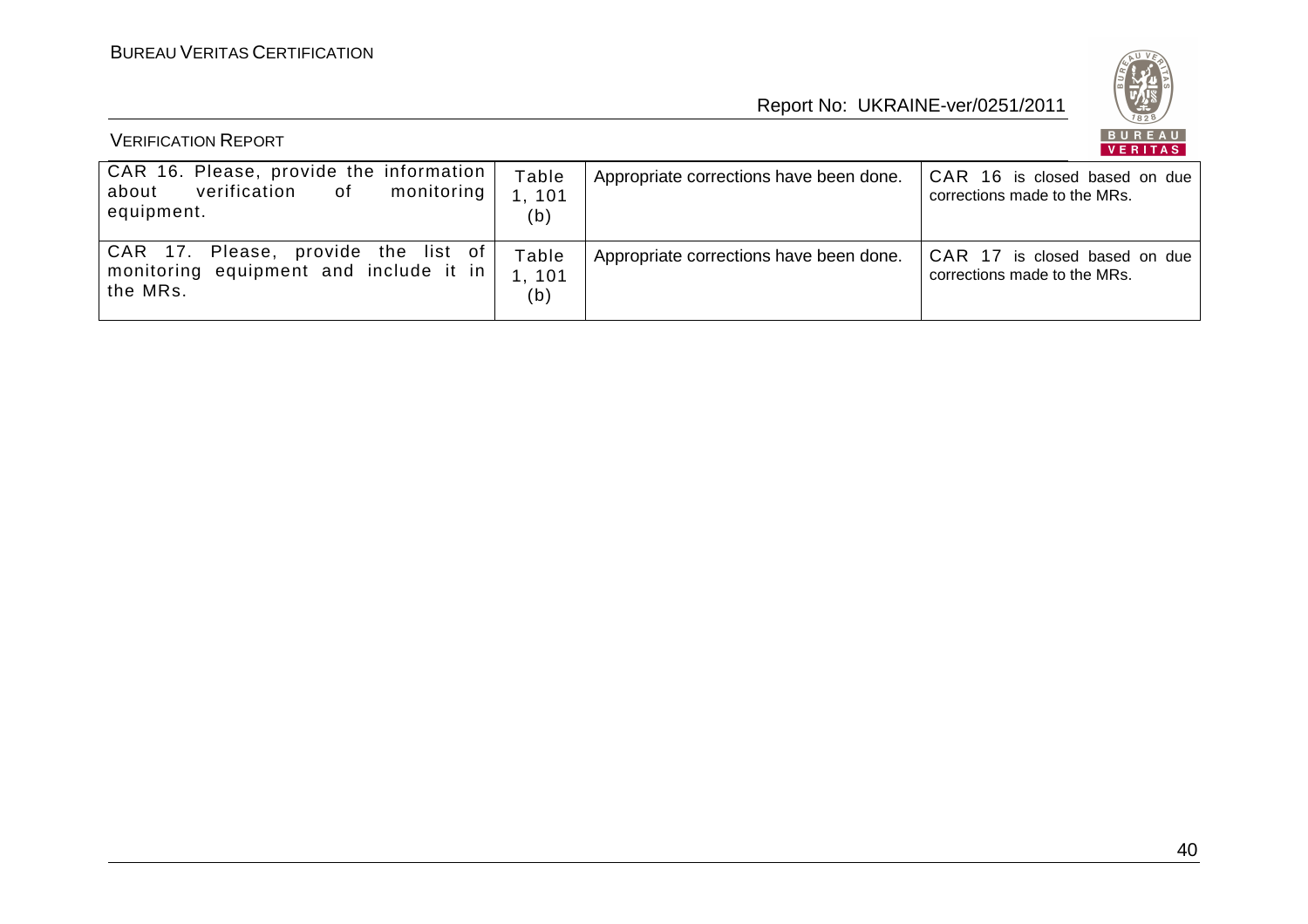| CAR 16. Please, provide the information about verification of monitoring equipment. | Table 1, 101 (b) | Appropriate corrections have been done. | CAR 16 is closed based on due corrections made to the MRs. |
|---|---|---|---|
| CAR 17. Please, provide the list of monitoring equipment and include it in the MRs. | Table 1, 101 (b) | Appropriate corrections have been done. | CAR 17 is closed based on due corrections made to the MRs. |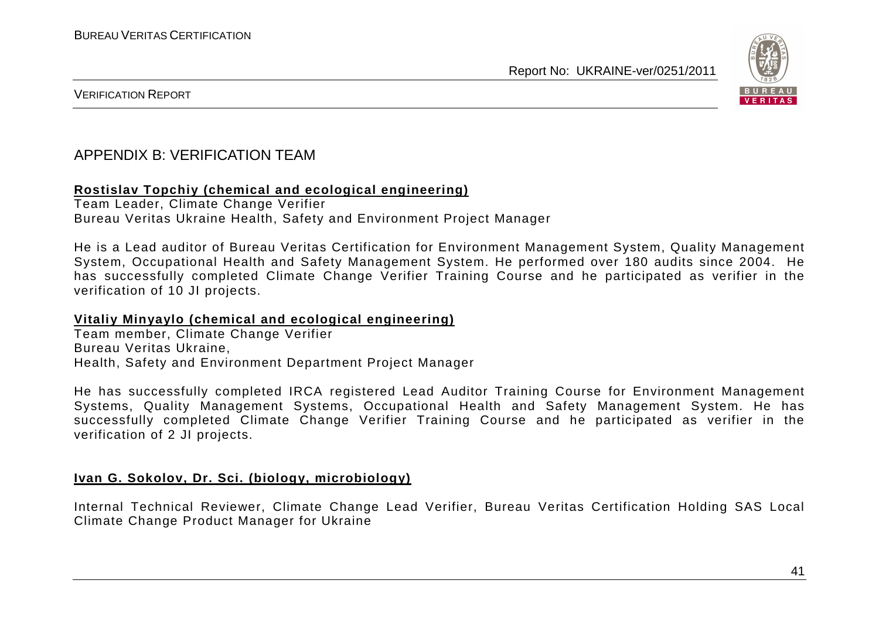## APPENDIX B: VERIFICATION TEAM

**Rostislav Topchiy (chemical and ecological engineering)**

Team Leader, Climate Change Verifier
Bureau Veritas Ukraine Health, Safety and Environment Project Manager

He is a Lead auditor of Bureau Veritas Certification for Environment Management System, Quality Management System, Occupational Health and Safety Management System. He performed over 180 audits since 2004. He has successfully completed Climate Change Verifier Training Course and he participated as verifier in the verification of 10 JI projects.

**Vitaliy Minyaylo (chemical and ecological engineering)**

Team member, Climate Change Verifier
Bureau Veritas Ukraine,
Health, Safety and Environment Department Project Manager

He has successfully completed IRCA registered Lead Auditor Training Course for Environment Management Systems, Quality Management Systems, Occupational Health and Safety Management System. He has successfully completed Climate Change Verifier Training Course and he participated as verifier in the verification of 2 JI projects.

**Ivan G. Sokolov, Dr. Sci. (biology, microbiology)**

Internal Technical Reviewer, Climate Change Lead Verifier, Bureau Veritas Certification Holding SAS Local Climate Change Product Manager for Ukraine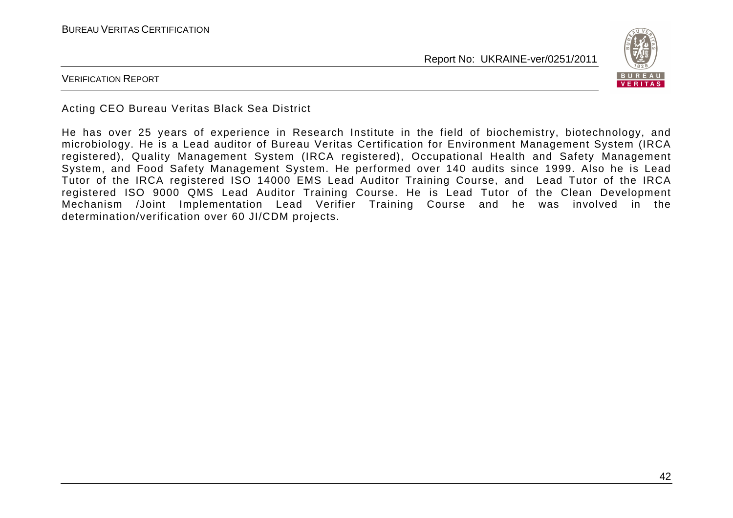Acting CEO Bureau Veritas Black Sea District

He has over 25 years of experience in Research Institute in the field of biochemistry, biotechnology, and microbiology. He is a Lead auditor of Bureau Veritas Certification for Environment Management System (IRCA registered), Quality Management System (IRCA registered), Occupational Health and Safety Management System, and Food Safety Management System. He performed over 140 audits since 1999. Also he is Lead Tutor of the IRCA registered ISO 14000 EMS Lead Auditor Training Course, and Lead Tutor of the IRCA registered ISO 9000 QMS Lead Auditor Training Course. He is Lead Tutor of the Clean Development Mechanism /Joint Implementation Lead Verifier Training Course and he was involved in the determination/verification over 60 JI/CDM projects.